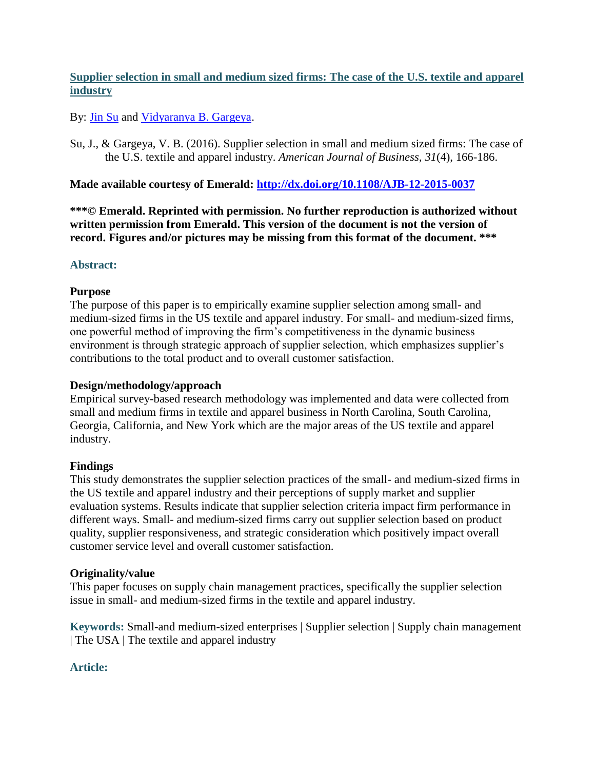# Supplier selection in small and medium sized firms: The case of the U.S. textile and apparel industry

By: Jin Su and Vidyaranya B. Gargeya.

Su, J., & Gargeya, V. B. (2016). Supplier selection in small and medium sized firms: The case of the U.S. textile and apparel industry. *American Journal of Business, 31*(4), 166-186.

**Made available courtesy of Emerald: http://dx.doi.org/10.1108/AJB-12-2015-0037**

**\*\*\*© Emerald. Reprinted with permission. No further reproduction is authorized without written permission from Emerald. This version of the document is not the version of record. Figures and/or pictures may be missing from this format of the document. \*\*\***

## Abstract:

### Purpose

The purpose of this paper is to empirically examine supplier selection among small- and medium-sized firms in the US textile and apparel industry. For small- and medium-sized firms, one powerful method of improving the firm's competitiveness in the dynamic business environment is through strategic approach of supplier selection, which emphasizes supplier's contributions to the total product and to overall customer satisfaction.

### Design/methodology/approach

Empirical survey-based research methodology was implemented and data were collected from small and medium firms in textile and apparel business in North Carolina, South Carolina, Georgia, California, and New York which are the major areas of the US textile and apparel industry.

### Findings

This study demonstrates the supplier selection practices of the small- and medium-sized firms in the US textile and apparel industry and their perceptions of supply market and supplier evaluation systems. Results indicate that supplier selection criteria impact firm performance in different ways. Small- and medium-sized firms carry out supplier selection based on product quality, supplier responsiveness, and strategic consideration which positively impact overall customer service level and overall customer satisfaction.

### Originality/value

This paper focuses on supply chain management practices, specifically the supplier selection issue in small- and medium-sized firms in the textile and apparel industry.

**Keywords:** Small-and medium-sized enterprises | Supplier selection | Supply chain management | The USA | The textile and apparel industry

## Article: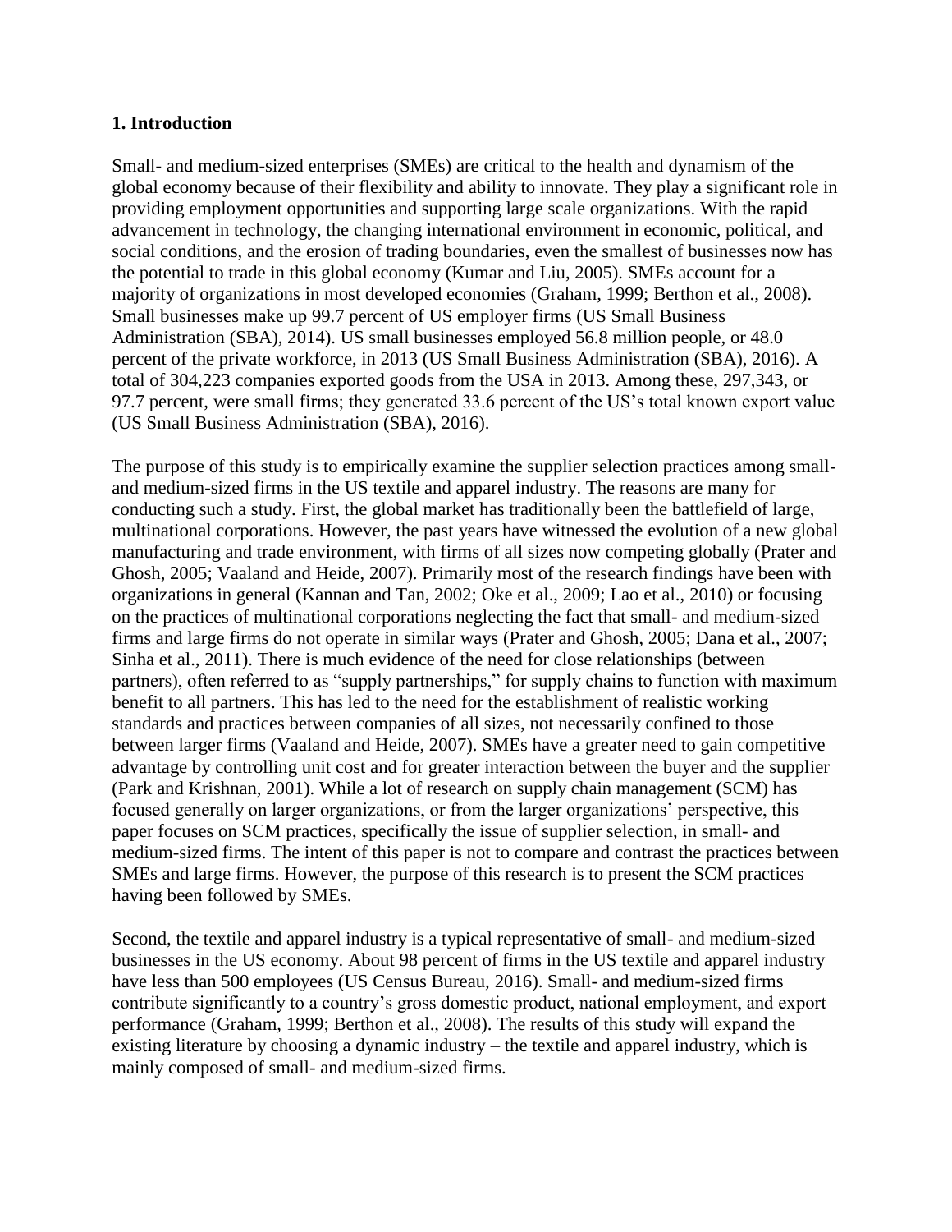## 1. Introduction

Small- and medium-sized enterprises (SMEs) are critical to the health and dynamism of the global economy because of their flexibility and ability to innovate. They play a significant role in providing employment opportunities and supporting large scale organizations. With the rapid advancement in technology, the changing international environment in economic, political, and social conditions, and the erosion of trading boundaries, even the smallest of businesses now has the potential to trade in this global economy (Kumar and Liu, 2005). SMEs account for a majority of organizations in most developed economies (Graham, 1999; Berthon et al., 2008). Small businesses make up 99.7 percent of US employer firms (US Small Business Administration (SBA), 2014). US small businesses employed 56.8 million people, or 48.0 percent of the private workforce, in 2013 (US Small Business Administration (SBA), 2016). A total of 304,223 companies exported goods from the USA in 2013. Among these, 297,343, or 97.7 percent, were small firms; they generated 33.6 percent of the US's total known export value (US Small Business Administration (SBA), 2016).

The purpose of this study is to empirically examine the supplier selection practices among small- and medium-sized firms in the US textile and apparel industry. The reasons are many for conducting such a study. First, the global market has traditionally been the battlefield of large, multinational corporations. However, the past years have witnessed the evolution of a new global manufacturing and trade environment, with firms of all sizes now competing globally (Prater and Ghosh, 2005; Vaaland and Heide, 2007). Primarily most of the research findings have been with organizations in general (Kannan and Tan, 2002; Oke et al., 2009; Lao et al., 2010) or focusing on the practices of multinational corporations neglecting the fact that small- and medium-sized firms and large firms do not operate in similar ways (Prater and Ghosh, 2005; Dana et al., 2007; Sinha et al., 2011). There is much evidence of the need for close relationships (between partners), often referred to as "supply partnerships," for supply chains to function with maximum benefit to all partners. This has led to the need for the establishment of realistic working standards and practices between companies of all sizes, not necessarily confined to those between larger firms (Vaaland and Heide, 2007). SMEs have a greater need to gain competitive advantage by controlling unit cost and for greater interaction between the buyer and the supplier (Park and Krishnan, 2001). While a lot of research on supply chain management (SCM) has focused generally on larger organizations, or from the larger organizations' perspective, this paper focuses on SCM practices, specifically the issue of supplier selection, in small- and medium-sized firms. The intent of this paper is not to compare and contrast the practices between SMEs and large firms. However, the purpose of this research is to present the SCM practices having been followed by SMEs.

Second, the textile and apparel industry is a typical representative of small- and medium-sized businesses in the US economy. About 98 percent of firms in the US textile and apparel industry have less than 500 employees (US Census Bureau, 2016). Small- and medium-sized firms contribute significantly to a country's gross domestic product, national employment, and export performance (Graham, 1999; Berthon et al., 2008). The results of this study will expand the existing literature by choosing a dynamic industry – the textile and apparel industry, which is mainly composed of small- and medium-sized firms.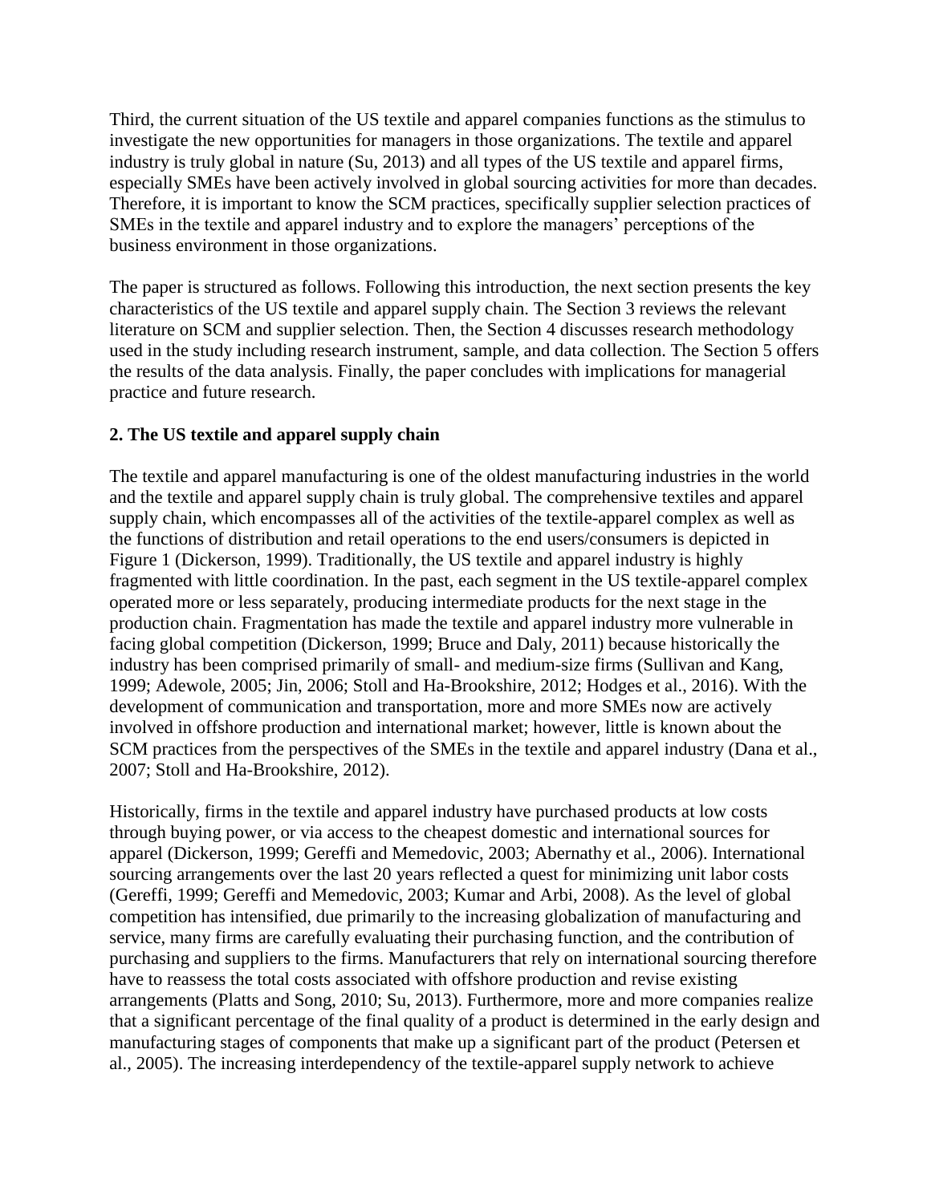Third, the current situation of the US textile and apparel companies functions as the stimulus to investigate the new opportunities for managers in those organizations. The textile and apparel industry is truly global in nature (Su, 2013) and all types of the US textile and apparel firms, especially SMEs have been actively involved in global sourcing activities for more than decades. Therefore, it is important to know the SCM practices, specifically supplier selection practices of SMEs in the textile and apparel industry and to explore the managers' perceptions of the business environment in those organizations.

The paper is structured as follows. Following this introduction, the next section presents the key characteristics of the US textile and apparel supply chain. The Section 3 reviews the relevant literature on SCM and supplier selection. Then, the Section 4 discusses research methodology used in the study including research instrument, sample, and data collection. The Section 5 offers the results of the data analysis. Finally, the paper concludes with implications for managerial practice and future research.

## 2. The US textile and apparel supply chain

The textile and apparel manufacturing is one of the oldest manufacturing industries in the world and the textile and apparel supply chain is truly global. The comprehensive textiles and apparel supply chain, which encompasses all of the activities of the textile-apparel complex as well as the functions of distribution and retail operations to the end users/consumers is depicted in Figure 1 (Dickerson, 1999). Traditionally, the US textile and apparel industry is highly fragmented with little coordination. In the past, each segment in the US textile-apparel complex operated more or less separately, producing intermediate products for the next stage in the production chain. Fragmentation has made the textile and apparel industry more vulnerable in facing global competition (Dickerson, 1999; Bruce and Daly, 2011) because historically the industry has been comprised primarily of small- and medium-size firms (Sullivan and Kang, 1999; Adewole, 2005; Jin, 2006; Stoll and Ha-Brookshire, 2012; Hodges et al., 2016). With the development of communication and transportation, more and more SMEs now are actively involved in offshore production and international market; however, little is known about the SCM practices from the perspectives of the SMEs in the textile and apparel industry (Dana et al., 2007; Stoll and Ha-Brookshire, 2012).

Historically, firms in the textile and apparel industry have purchased products at low costs through buying power, or via access to the cheapest domestic and international sources for apparel (Dickerson, 1999; Gereffi and Memedovic, 2003; Abernathy et al., 2006). International sourcing arrangements over the last 20 years reflected a quest for minimizing unit labor costs (Gereffi, 1999; Gereffi and Memedovic, 2003; Kumar and Arbi, 2008). As the level of global competition has intensified, due primarily to the increasing globalization of manufacturing and service, many firms are carefully evaluating their purchasing function, and the contribution of purchasing and suppliers to the firms. Manufacturers that rely on international sourcing therefore have to reassess the total costs associated with offshore production and revise existing arrangements (Platts and Song, 2010; Su, 2013). Furthermore, more and more companies realize that a significant percentage of the final quality of a product is determined in the early design and manufacturing stages of components that make up a significant part of the product (Petersen et al., 2005). The increasing interdependency of the textile-apparel supply network to achieve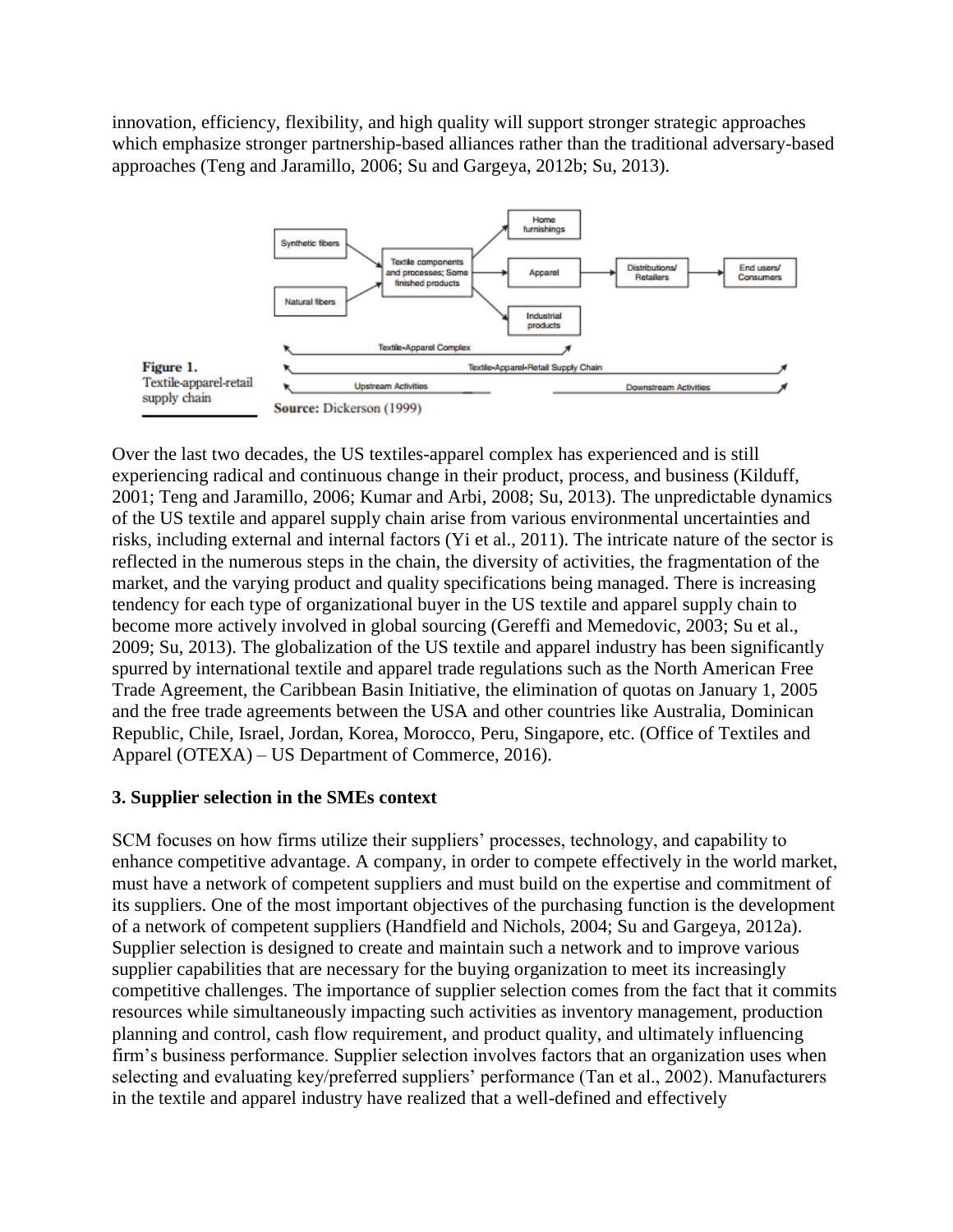innovation, efficiency, flexibility, and high quality will support stronger strategic approaches which emphasize stronger partnership-based alliances rather than the traditional adversary-based approaches (Teng and Jaramillo, 2006; Su and Gargeya, 2012b; Su, 2013).

**Figure 1.** Textile-apparel-retail supply chain

**Source:** Dickerson (1999)

Over the last two decades, the US textiles-apparel complex has experienced and is still experiencing radical and continuous change in their product, process, and business (Kilduff, 2001; Teng and Jaramillo, 2006; Kumar and Arbi, 2008; Su, 2013). The unpredictable dynamics of the US textile and apparel supply chain arise from various environmental uncertainties and risks, including external and internal factors (Yi et al., 2011). The intricate nature of the sector is reflected in the numerous steps in the chain, the diversity of activities, the fragmentation of the market, and the varying product and quality specifications being managed. There is increasing tendency for each type of organizational buyer in the US textile and apparel supply chain to become more actively involved in global sourcing (Gereffi and Memedovic, 2003; Su et al., 2009; Su, 2013). The globalization of the US textile and apparel industry has been significantly spurred by international textile and apparel trade regulations such as the North American Free Trade Agreement, the Caribbean Basin Initiative, the elimination of quotas on January 1, 2005 and the free trade agreements between the USA and other countries like Australia, Dominican Republic, Chile, Israel, Jordan, Korea, Morocco, Peru, Singapore, etc. (Office of Textiles and Apparel (OTEXA) – US Department of Commerce, 2016).

## 3. Supplier selection in the SMEs context

SCM focuses on how firms utilize their suppliers' processes, technology, and capability to enhance competitive advantage. A company, in order to compete effectively in the world market, must have a network of competent suppliers and must build on the expertise and commitment of its suppliers. One of the most important objectives of the purchasing function is the development of a network of competent suppliers (Handfield and Nichols, 2004; Su and Gargeya, 2012a). Supplier selection is designed to create and maintain such a network and to improve various supplier capabilities that are necessary for the buying organization to meet its increasingly competitive challenges. The importance of supplier selection comes from the fact that it commits resources while simultaneously impacting such activities as inventory management, production planning and control, cash flow requirement, and product quality, and ultimately influencing firm's business performance. Supplier selection involves factors that an organization uses when selecting and evaluating key/preferred suppliers' performance (Tan et al., 2002). Manufacturers in the textile and apparel industry have realized that a well-defined and effectively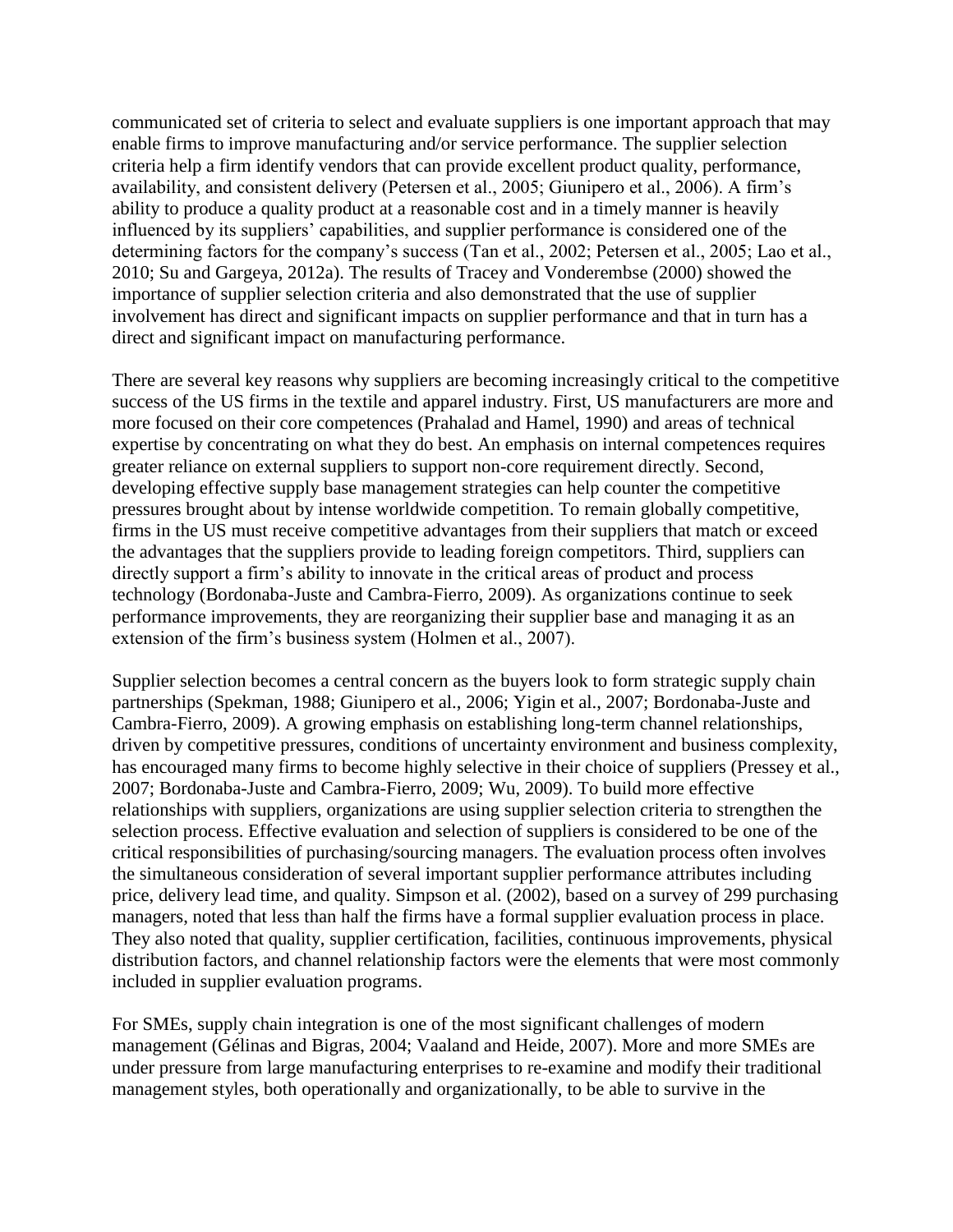communicated set of criteria to select and evaluate suppliers is one important approach that may enable firms to improve manufacturing and/or service performance. The supplier selection criteria help a firm identify vendors that can provide excellent product quality, performance, availability, and consistent delivery (Petersen et al., 2005; Giunipero et al., 2006). A firm's ability to produce a quality product at a reasonable cost and in a timely manner is heavily influenced by its suppliers' capabilities, and supplier performance is considered one of the determining factors for the company's success (Tan et al., 2002; Petersen et al., 2005; Lao et al., 2010; Su and Gargeya, 2012a). The results of Tracey and Vonderembse (2000) showed the importance of supplier selection criteria and also demonstrated that the use of supplier involvement has direct and significant impacts on supplier performance and that in turn has a direct and significant impact on manufacturing performance.

There are several key reasons why suppliers are becoming increasingly critical to the competitive success of the US firms in the textile and apparel industry. First, US manufacturers are more and more focused on their core competences (Prahalad and Hamel, 1990) and areas of technical expertise by concentrating on what they do best. An emphasis on internal competences requires greater reliance on external suppliers to support non-core requirement directly. Second, developing effective supply base management strategies can help counter the competitive pressures brought about by intense worldwide competition. To remain globally competitive, firms in the US must receive competitive advantages from their suppliers that match or exceed the advantages that the suppliers provide to leading foreign competitors. Third, suppliers can directly support a firm's ability to innovate in the critical areas of product and process technology (Bordonaba-Juste and Cambra-Fierro, 2009). As organizations continue to seek performance improvements, they are reorganizing their supplier base and managing it as an extension of the firm's business system (Holmen et al., 2007).

Supplier selection becomes a central concern as the buyers look to form strategic supply chain partnerships (Spekman, 1988; Giunipero et al., 2006; Yigin et al., 2007; Bordonaba-Juste and Cambra-Fierro, 2009). A growing emphasis on establishing long-term channel relationships, driven by competitive pressures, conditions of uncertainty environment and business complexity, has encouraged many firms to become highly selective in their choice of suppliers (Pressey et al., 2007; Bordonaba-Juste and Cambra-Fierro, 2009; Wu, 2009). To build more effective relationships with suppliers, organizations are using supplier selection criteria to strengthen the selection process. Effective evaluation and selection of suppliers is considered to be one of the critical responsibilities of purchasing/sourcing managers. The evaluation process often involves the simultaneous consideration of several important supplier performance attributes including price, delivery lead time, and quality. Simpson et al. (2002), based on a survey of 299 purchasing managers, noted that less than half the firms have a formal supplier evaluation process in place. They also noted that quality, supplier certification, facilities, continuous improvements, physical distribution factors, and channel relationship factors were the elements that were most commonly included in supplier evaluation programs.

For SMEs, supply chain integration is one of the most significant challenges of modern management (Gélinas and Bigras, 2004; Vaaland and Heide, 2007). More and more SMEs are under pressure from large manufacturing enterprises to re-examine and modify their traditional management styles, both operationally and organizationally, to be able to survive in the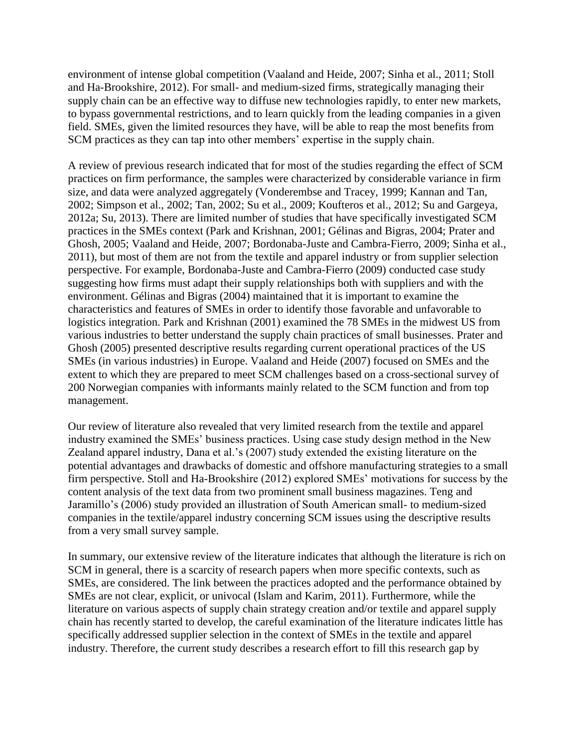environment of intense global competition (Vaaland and Heide, 2007; Sinha et al., 2011; Stoll and Ha-Brookshire, 2012). For small- and medium-sized firms, strategically managing their supply chain can be an effective way to diffuse new technologies rapidly, to enter new markets, to bypass governmental restrictions, and to learn quickly from the leading companies in a given field. SMEs, given the limited resources they have, will be able to reap the most benefits from SCM practices as they can tap into other members' expertise in the supply chain.

A review of previous research indicated that for most of the studies regarding the effect of SCM practices on firm performance, the samples were characterized by considerable variance in firm size, and data were analyzed aggregately (Vonderembse and Tracey, 1999; Kannan and Tan, 2002; Simpson et al., 2002; Tan, 2002; Su et al., 2009; Koufteros et al., 2012; Su and Gargeya, 2012a; Su, 2013). There are limited number of studies that have specifically investigated SCM practices in the SMEs context (Park and Krishnan, 2001; Gélinas and Bigras, 2004; Prater and Ghosh, 2005; Vaaland and Heide, 2007; Bordonaba-Juste and Cambra-Fierro, 2009; Sinha et al., 2011), but most of them are not from the textile and apparel industry or from supplier selection perspective. For example, Bordonaba-Juste and Cambra-Fierro (2009) conducted case study suggesting how firms must adapt their supply relationships both with suppliers and with the environment. Gélinas and Bigras (2004) maintained that it is important to examine the characteristics and features of SMEs in order to identify those favorable and unfavorable to logistics integration. Park and Krishnan (2001) examined the 78 SMEs in the midwest US from various industries to better understand the supply chain practices of small businesses. Prater and Ghosh (2005) presented descriptive results regarding current operational practices of the US SMEs (in various industries) in Europe. Vaaland and Heide (2007) focused on SMEs and the extent to which they are prepared to meet SCM challenges based on a cross-sectional survey of 200 Norwegian companies with informants mainly related to the SCM function and from top management.

Our review of literature also revealed that very limited research from the textile and apparel industry examined the SMEs' business practices. Using case study design method in the New Zealand apparel industry, Dana et al.'s (2007) study extended the existing literature on the potential advantages and drawbacks of domestic and offshore manufacturing strategies to a small firm perspective. Stoll and Ha-Brookshire (2012) explored SMEs' motivations for success by the content analysis of the text data from two prominent small business magazines. Teng and Jaramillo's (2006) study provided an illustration of South American small- to medium-sized companies in the textile/apparel industry concerning SCM issues using the descriptive results from a very small survey sample.

In summary, our extensive review of the literature indicates that although the literature is rich on SCM in general, there is a scarcity of research papers when more specific contexts, such as SMEs, are considered. The link between the practices adopted and the performance obtained by SMEs are not clear, explicit, or univocal (Islam and Karim, 2011). Furthermore, while the literature on various aspects of supply chain strategy creation and/or textile and apparel supply chain has recently started to develop, the careful examination of the literature indicates little has specifically addressed supplier selection in the context of SMEs in the textile and apparel industry. Therefore, the current study describes a research effort to fill this research gap by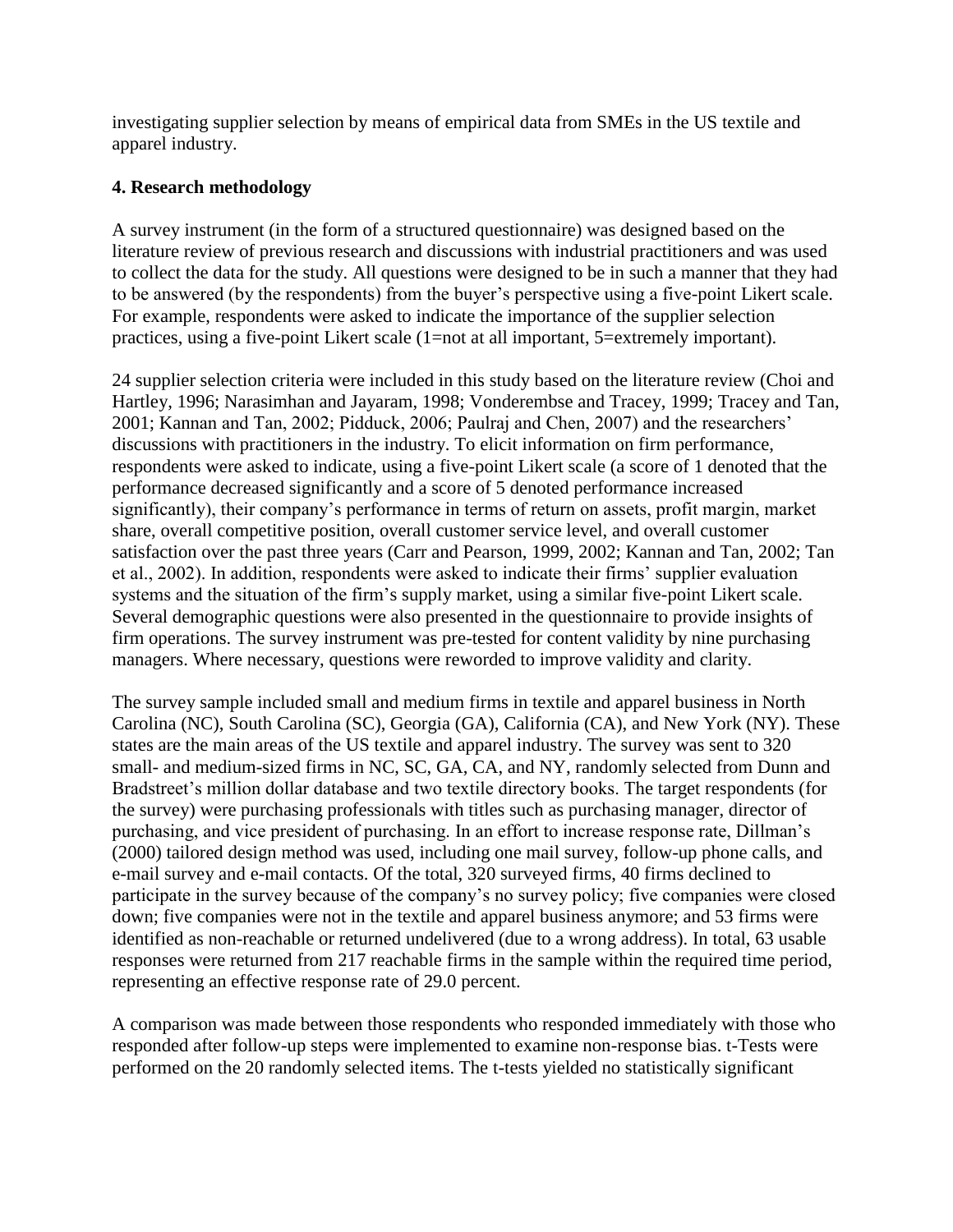investigating supplier selection by means of empirical data from SMEs in the US textile and apparel industry.

## 4. Research methodology

A survey instrument (in the form of a structured questionnaire) was designed based on the literature review of previous research and discussions with industrial practitioners and was used to collect the data for the study. All questions were designed to be in such a manner that they had to be answered (by the respondents) from the buyer's perspective using a five-point Likert scale. For example, respondents were asked to indicate the importance of the supplier selection practices, using a five-point Likert scale (1=not at all important, 5=extremely important).

24 supplier selection criteria were included in this study based on the literature review (Choi and Hartley, 1996; Narasimhan and Jayaram, 1998; Vonderembse and Tracey, 1999; Tracey and Tan, 2001; Kannan and Tan, 2002; Pidduck, 2006; Paulraj and Chen, 2007) and the researchers' discussions with practitioners in the industry. To elicit information on firm performance, respondents were asked to indicate, using a five-point Likert scale (a score of 1 denoted that the performance decreased significantly and a score of 5 denoted performance increased significantly), their company's performance in terms of return on assets, profit margin, market share, overall competitive position, overall customer service level, and overall customer satisfaction over the past three years (Carr and Pearson, 1999, 2002; Kannan and Tan, 2002; Tan et al., 2002). In addition, respondents were asked to indicate their firms' supplier evaluation systems and the situation of the firm's supply market, using a similar five-point Likert scale. Several demographic questions were also presented in the questionnaire to provide insights of firm operations. The survey instrument was pre-tested for content validity by nine purchasing managers. Where necessary, questions were reworded to improve validity and clarity.

The survey sample included small and medium firms in textile and apparel business in North Carolina (NC), South Carolina (SC), Georgia (GA), California (CA), and New York (NY). These states are the main areas of the US textile and apparel industry. The survey was sent to 320 small- and medium-sized firms in NC, SC, GA, CA, and NY, randomly selected from Dunn and Bradstreet's million dollar database and two textile directory books. The target respondents (for the survey) were purchasing professionals with titles such as purchasing manager, director of purchasing, and vice president of purchasing. In an effort to increase response rate, Dillman's (2000) tailored design method was used, including one mail survey, follow-up phone calls, and e-mail survey and e-mail contacts. Of the total, 320 surveyed firms, 40 firms declined to participate in the survey because of the company's no survey policy; five companies were closed down; five companies were not in the textile and apparel business anymore; and 53 firms were identified as non-reachable or returned undelivered (due to a wrong address). In total, 63 usable responses were returned from 217 reachable firms in the sample within the required time period, representing an effective response rate of 29.0 percent.

A comparison was made between those respondents who responded immediately with those who responded after follow-up steps were implemented to examine non-response bias. t-Tests were performed on the 20 randomly selected items. The t-tests yielded no statistically significant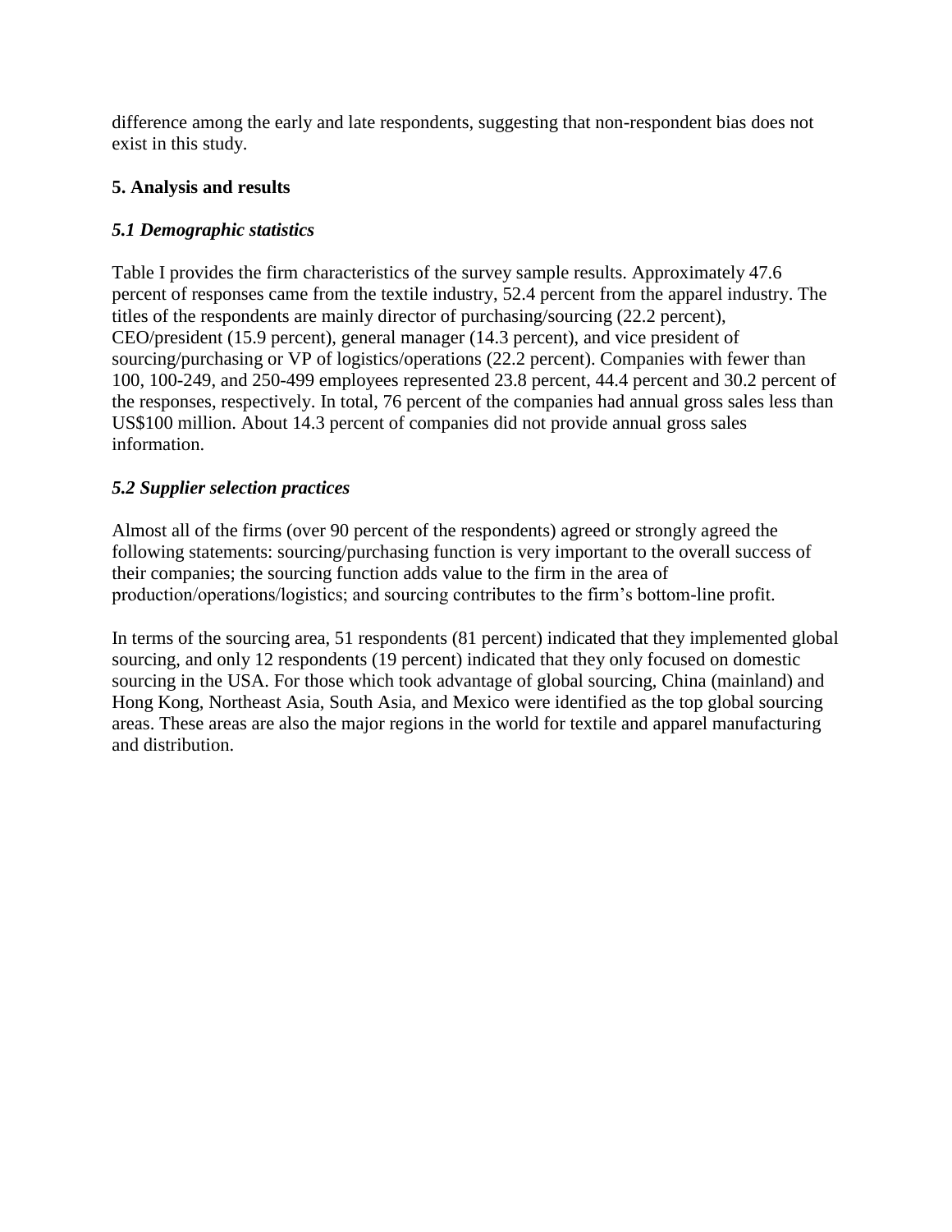difference among the early and late respondents, suggesting that non-respondent bias does not exist in this study.

## 5. Analysis and results

### *5.1 Demographic statistics*

Table I provides the firm characteristics of the survey sample results. Approximately 47.6 percent of responses came from the textile industry, 52.4 percent from the apparel industry. The titles of the respondents are mainly director of purchasing/sourcing (22.2 percent), CEO/president (15.9 percent), general manager (14.3 percent), and vice president of sourcing/purchasing or VP of logistics/operations (22.2 percent). Companies with fewer than 100, 100-249, and 250-499 employees represented 23.8 percent, 44.4 percent and 30.2 percent of the responses, respectively. In total, 76 percent of the companies had annual gross sales less than US$100 million. About 14.3 percent of companies did not provide annual gross sales information.

### *5.2 Supplier selection practices*

Almost all of the firms (over 90 percent of the respondents) agreed or strongly agreed the following statements: sourcing/purchasing function is very important to the overall success of their companies; the sourcing function adds value to the firm in the area of production/operations/logistics; and sourcing contributes to the firm's bottom-line profit.

In terms of the sourcing area, 51 respondents (81 percent) indicated that they implemented global sourcing, and only 12 respondents (19 percent) indicated that they only focused on domestic sourcing in the USA. For those which took advantage of global sourcing, China (mainland) and Hong Kong, Northeast Asia, South Asia, and Mexico were identified as the top global sourcing areas. These areas are also the major regions in the world for textile and apparel manufacturing and distribution.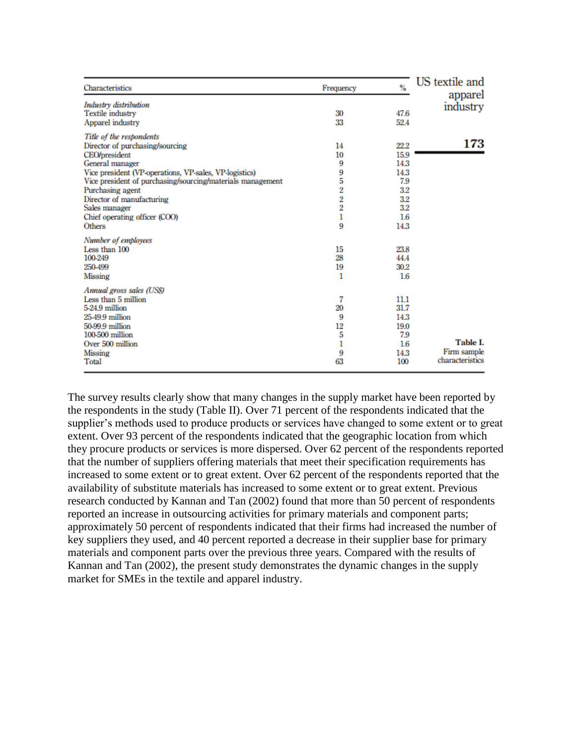| Characteristics | Frequency | % |
|---|---|---|
| *Industry distribution* | | |
| Textile industry | 30 | 47.6 |
| Apparel industry | 33 | 52.4 |
| *Title of the respondents* | | |
| Director of purchasing/sourcing | 14 | 22.2 |
| CEO/president | 10 | 15.9 |
| General manager | 9 | 14.3 |
| Vice president (VP-operations, VP-sales, VP-logistics) | 9 | 14.3 |
| Vice president of purchasing/sourcing/materials management | 5 | 7.9 |
| Purchasing agent | 2 | 3.2 |
| Director of manufacturing | 2 | 3.2 |
| Sales manager | 2 | 3.2 |
| Chief operating officer (COO) | 1 | 1.6 |
| Others | 9 | 14.3 |
| *Number of employees* | | |
| Less than 100 | 15 | 23.8 |
| 100-249 | 28 | 44.4 |
| 250-499 | 19 | 30.2 |
| Missing | 1 | 1.6 |
| *Annual gross sales (US$)* | | |
| Less than 5 million | 7 | 11.1 |
| 5-24.9 million | 20 | 31.7 |
| 25-49.9 million | 9 | 14.3 |
| 50-99.9 million | 12 | 19.0 |
| 100-500 million | 5 | 7.9 |
| Over 500 million | 1 | 1.6 |
| Missing | 9 | 14.3 |
| Total | 63 | 100 |

**Table I.** Firm sample characteristics

The survey results clearly show that many changes in the supply market have been reported by the respondents in the study (Table II). Over 71 percent of the respondents indicated that the supplier's methods used to produce products or services have changed to some extent or to great extent. Over 93 percent of the respondents indicated that the geographic location from which they procure products or services is more dispersed. Over 62 percent of the respondents reported that the number of suppliers offering materials that meet their specification requirements has increased to some extent or to great extent. Over 62 percent of the respondents reported that the availability of substitute materials has increased to some extent or to great extent. Previous research conducted by Kannan and Tan (2002) found that more than 50 percent of respondents reported an increase in outsourcing activities for primary materials and component parts; approximately 50 percent of respondents indicated that their firms had increased the number of key suppliers they used, and 40 percent reported a decrease in their supplier base for primary materials and component parts over the previous three years. Compared with the results of Kannan and Tan (2002), the present study demonstrates the dynamic changes in the supply market for SMEs in the textile and apparel industry.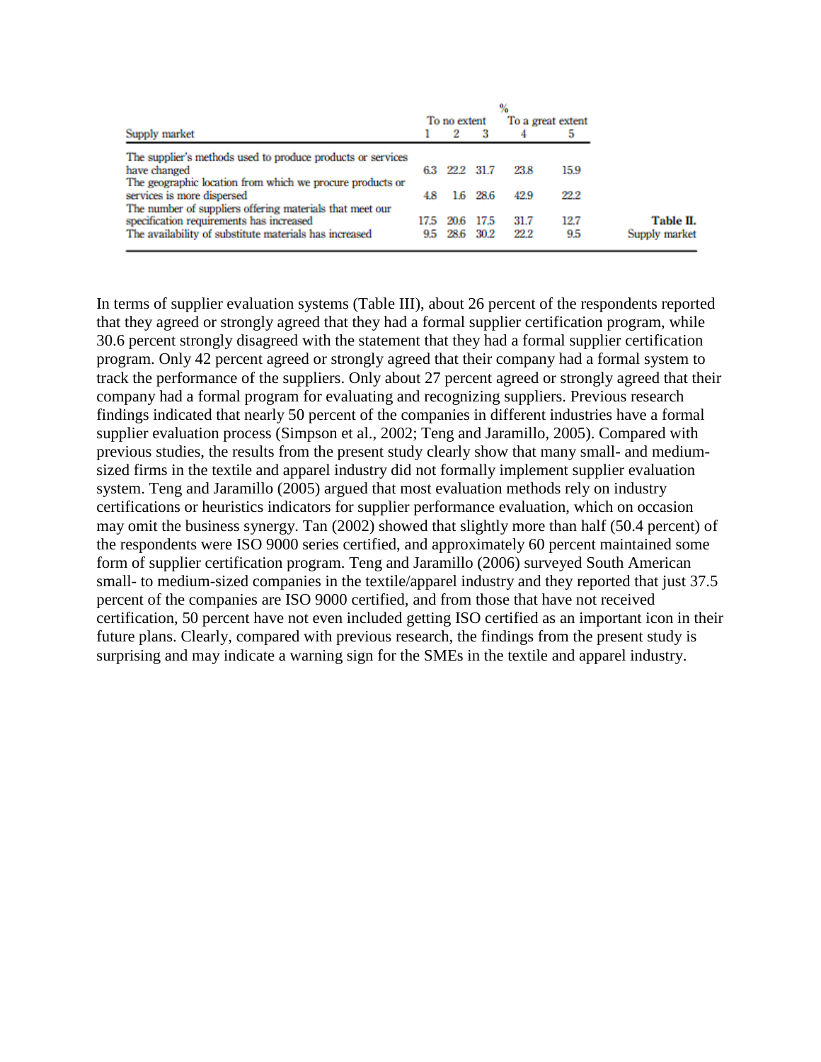| Supply market | 1 (To no extent) | 2 | 3 | 4 | 5 (To a great extent) |
|---|---|---|---|---|---|
| The supplier's methods used to produce products or services have changed | 6.3 | 22.2 | 31.7 | 23.8 | 15.9 |
| The geographic location from which we procure products or services is more dispersed | 4.8 | 1.6 | 28.6 | 42.9 | 22.2 |
| The number of suppliers offering materials that meet our specification requirements has increased | 17.5 | 20.6 | 17.5 | 31.7 | 12.7 |
| The availability of substitute materials has increased | 9.5 | 28.6 | 30.2 | 22.2 | 9.5 |

**Table II.** Supply market (values in %)

In terms of supplier evaluation systems (Table III), about 26 percent of the respondents reported that they agreed or strongly agreed that they had a formal supplier certification program, while 30.6 percent strongly disagreed with the statement that they had a formal supplier certification program. Only 42 percent agreed or strongly agreed that their company had a formal system to track the performance of the suppliers. Only about 27 percent agreed or strongly agreed that their company had a formal program for evaluating and recognizing suppliers. Previous research findings indicated that nearly 50 percent of the companies in different industries have a formal supplier evaluation process (Simpson et al., 2002; Teng and Jaramillo, 2005). Compared with previous studies, the results from the present study clearly show that many small- and medium-sized firms in the textile and apparel industry did not formally implement supplier evaluation system. Teng and Jaramillo (2005) argued that most evaluation methods rely on industry certifications or heuristics indicators for supplier performance evaluation, which on occasion may omit the business synergy. Tan (2002) showed that slightly more than half (50.4 percent) of the respondents were ISO 9000 series certified, and approximately 60 percent maintained some form of supplier certification program. Teng and Jaramillo (2006) surveyed South American small- to medium-sized companies in the textile/apparel industry and they reported that just 37.5 percent of the companies are ISO 9000 certified, and from those that have not received certification, 50 percent have not even included getting ISO certified as an important icon in their future plans. Clearly, compared with previous research, the findings from the present study is surprising and may indicate a warning sign for the SMEs in the textile and apparel industry.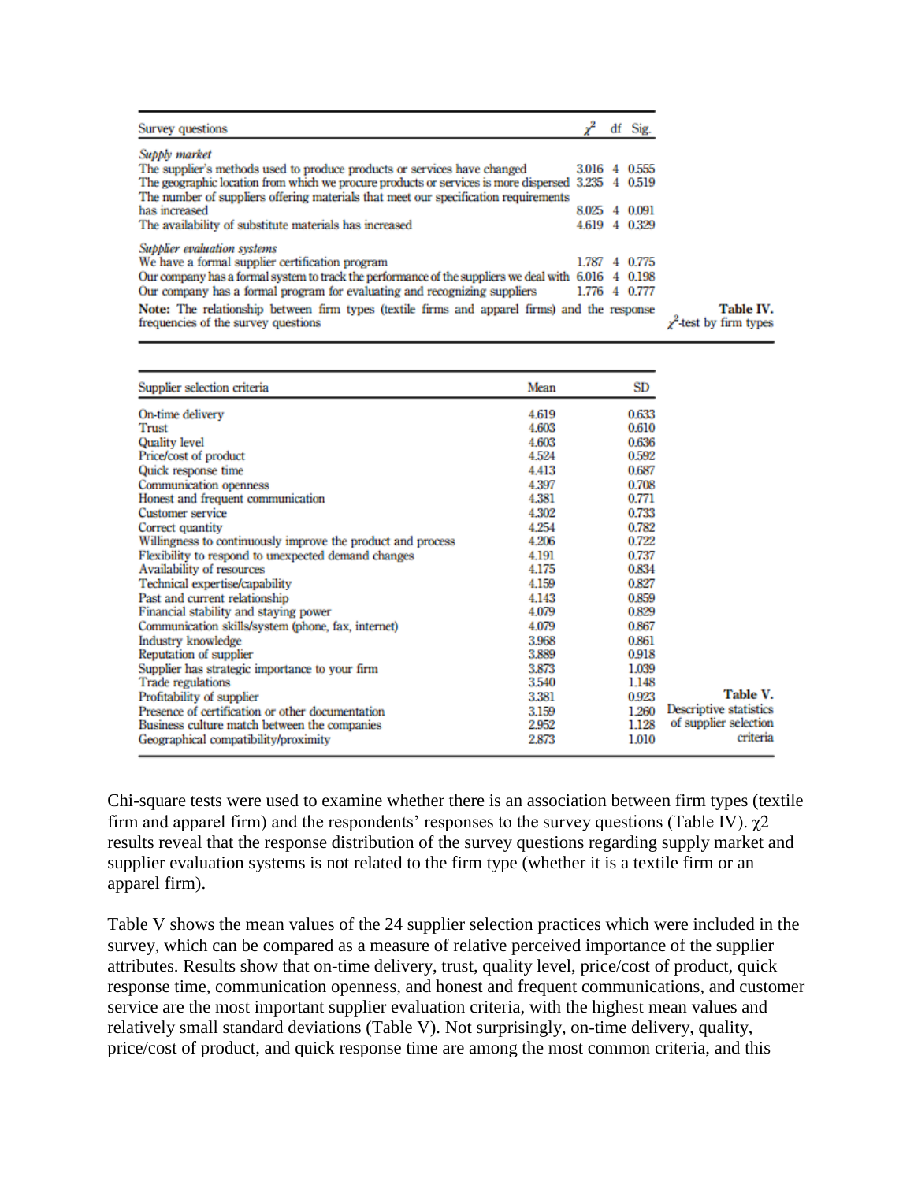| Survey questions | $\chi^2$ | df | Sig. |
|---|---|---|---|
| *Supply market* | | | |
| The supplier's methods used to produce products or services have changed | 3.016 | 4 | 0.555 |
| The geographic location from which we procure products or services is more dispersed | 3.235 | 4 | 0.519 |
| The number of suppliers offering materials that meet our specification requirements has increased | 8.025 | 4 | 0.091 |
| The availability of substitute materials has increased | 4.619 | 4 | 0.329 |
| *Supplier evaluation systems* | | | |
| We have a formal supplier certification program | 1.787 | 4 | 0.775 |
| Our company has a formal system to track the performance of the suppliers we deal with | 6.016 | 4 | 0.198 |
| Our company has a formal program for evaluating and recognizing suppliers | 1.776 | 4 | 0.777 |

**Note:** The relationship between firm types (textile firms and apparel firms) and the response frequencies of the survey questions

**Table IV.** $\chi^2$-test by firm types

| Supplier selection criteria | Mean | SD |
|---|---|---|
| On-time delivery | 4.619 | 0.633 |
| Trust | 4.603 | 0.610 |
| Quality level | 4.603 | 0.636 |
| Price/cost of product | 4.524 | 0.592 |
| Quick response time | 4.413 | 0.687 |
| Communication openness | 4.397 | 0.708 |
| Honest and frequent communication | 4.381 | 0.771 |
| Customer service | 4.302 | 0.733 |
| Correct quantity | 4.254 | 0.782 |
| Willingness to continuously improve the product and process | 4.206 | 0.722 |
| Flexibility to respond to unexpected demand changes | 4.191 | 0.737 |
| Availability of resources | 4.175 | 0.834 |
| Technical expertise/capability | 4.159 | 0.827 |
| Past and current relationship | 4.143 | 0.859 |
| Financial stability and staying power | 4.079 | 0.829 |
| Communication skills/system (phone, fax, internet) | 4.079 | 0.867 |
| Industry knowledge | 3.968 | 0.861 |
| Reputation of supplier | 3.889 | 0.918 |
| Supplier has strategic importance to your firm | 3.873 | 1.039 |
| Trade regulations | 3.540 | 1.148 |
| Profitability of supplier | 3.381 | 0.923 |
| Presence of certification or other documentation | 3.159 | 1.260 |
| Business culture match between the companies | 2.952 | 1.128 |
| Geographical compatibility/proximity | 2.873 | 1.010 |

**Table V.** Descriptive statistics of supplier selection criteria

Chi-square tests were used to examine whether there is an association between firm types (textile firm and apparel firm) and the respondents' responses to the survey questions (Table IV). $\chi^2$ results reveal that the response distribution of the survey questions regarding supply market and supplier evaluation systems is not related to the firm type (whether it is a textile firm or an apparel firm).

Table V shows the mean values of the 24 supplier selection practices which were included in the survey, which can be compared as a measure of relative perceived importance of the supplier attributes. Results show that on-time delivery, trust, quality level, price/cost of product, quick response time, communication openness, and honest and frequent communications, and customer service are the most important supplier evaluation criteria, with the highest mean values and relatively small standard deviations (Table V). Not surprisingly, on-time delivery, quality, price/cost of product, and quick response time are among the most common criteria, and this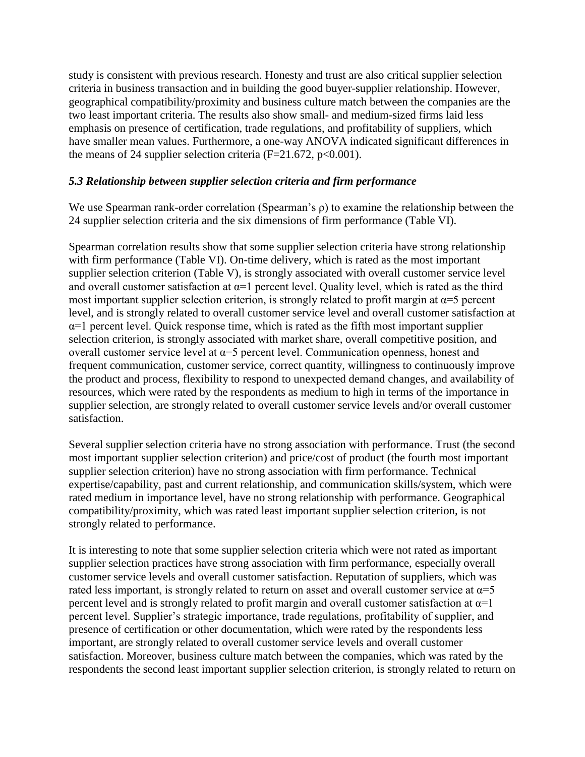study is consistent with previous research. Honesty and trust are also critical supplier selection criteria in business transaction and in building the good buyer-supplier relationship. However, geographical compatibility/proximity and business culture match between the companies are the two least important criteria. The results also show small- and medium-sized firms laid less emphasis on presence of certification, trade regulations, and profitability of suppliers, which have smaller mean values. Furthermore, a one-way ANOVA indicated significant differences in the means of 24 supplier selection criteria ($F=21.672$, $p<0.001$).

### *5.3 Relationship between supplier selection criteria and firm performance*

We use Spearman rank-order correlation (Spearman's $\rho$) to examine the relationship between the 24 supplier selection criteria and the six dimensions of firm performance (Table VI).

Spearman correlation results show that some supplier selection criteria have strong relationship with firm performance (Table VI). On-time delivery, which is rated as the most important supplier selection criterion (Table V), is strongly associated with overall customer service level and overall customer satisfaction at $\alpha=1$ percent level. Quality level, which is rated as the third most important supplier selection criterion, is strongly related to profit margin at $\alpha=5$ percent level, and is strongly related to overall customer service level and overall customer satisfaction at $\alpha=1$ percent level. Quick response time, which is rated as the fifth most important supplier selection criterion, is strongly associated with market share, overall competitive position, and overall customer service level at $\alpha=5$ percent level. Communication openness, honest and frequent communication, customer service, correct quantity, willingness to continuously improve the product and process, flexibility to respond to unexpected demand changes, and availability of resources, which were rated by the respondents as medium to high in terms of the importance in supplier selection, are strongly related to overall customer service levels and/or overall customer satisfaction.

Several supplier selection criteria have no strong association with performance. Trust (the second most important supplier selection criterion) and price/cost of product (the fourth most important supplier selection criterion) have no strong association with firm performance. Technical expertise/capability, past and current relationship, and communication skills/system, which were rated medium in importance level, have no strong relationship with performance. Geographical compatibility/proximity, which was rated least important supplier selection criterion, is not strongly related to performance.

It is interesting to note that some supplier selection criteria which were not rated as important supplier selection practices have strong association with firm performance, especially overall customer service levels and overall customer satisfaction. Reputation of suppliers, which was rated less important, is strongly related to return on asset and overall customer service at $\alpha=5$ percent level and is strongly related to profit margin and overall customer satisfaction at $\alpha=1$ percent level. Supplier's strategic importance, trade regulations, profitability of supplier, and presence of certification or other documentation, which were rated by the respondents less important, are strongly related to overall customer service levels and overall customer satisfaction. Moreover, business culture match between the companies, which was rated by the respondents the second least important supplier selection criterion, is strongly related to return on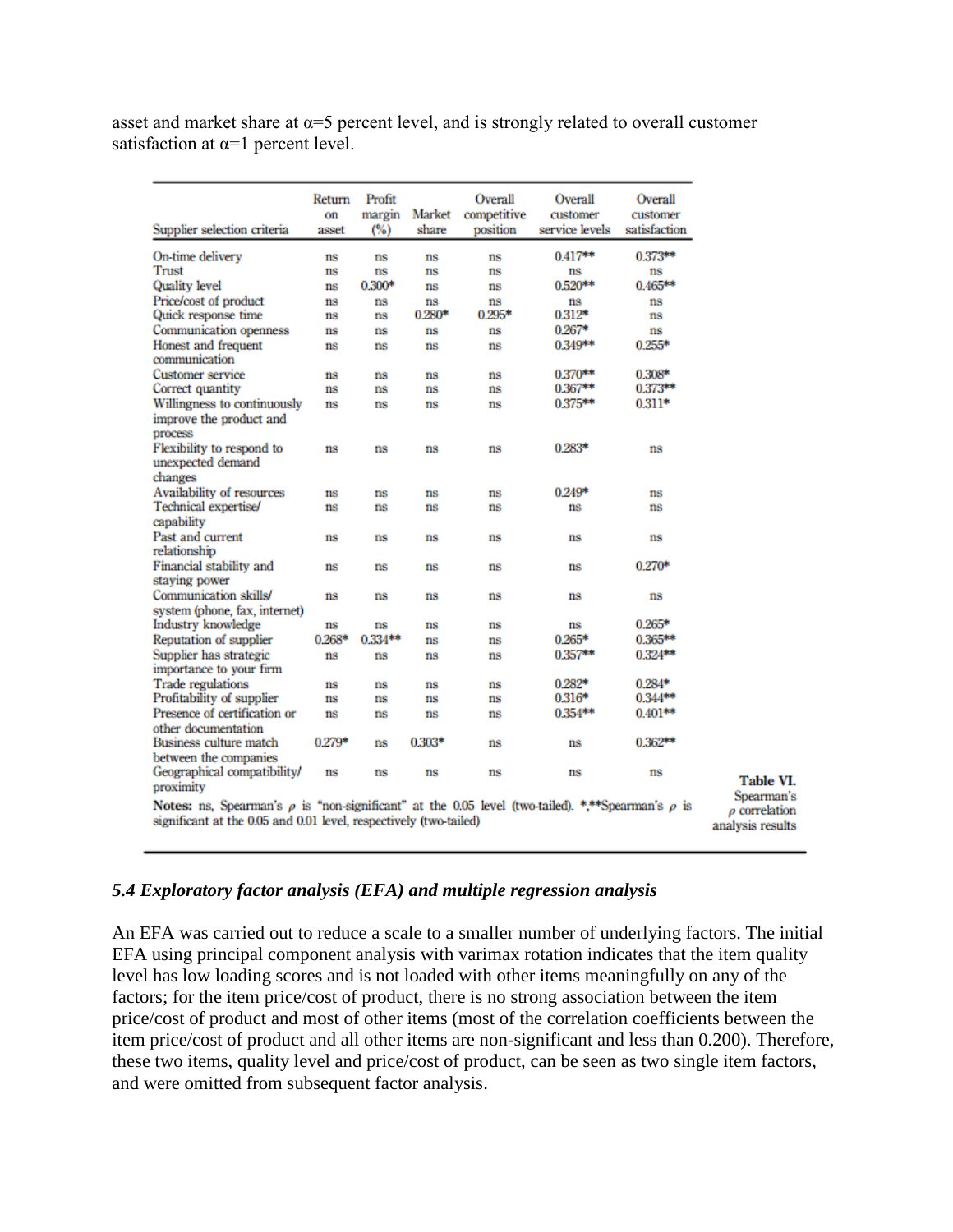asset and market share at α=5 percent level, and is strongly related to overall customer satisfaction at α=1 percent level.

| Supplier selection criteria | Return on asset | Profit margin (%) | Market share | Overall competitive position | Overall customer service levels | Overall customer satisfaction |
|---|---|---|---|---|---|---|
| On-time delivery | ns | ns | ns | ns | 0.417** | 0.373** |
| Trust | ns | ns | ns | ns | ns | ns |
| Quality level | ns | 0.300* | ns | ns | 0.520** | 0.465** |
| Price/cost of product | ns | ns | ns | ns | ns | ns |
| Quick response time | ns | ns | 0.280* | 0.295* | 0.312* | ns |
| Communication openness | ns | ns | ns | ns | 0.267* | ns |
| Honest and frequent communication | ns | ns | ns | ns | 0.349** | 0.255* |
| Customer service | ns | ns | ns | ns | 0.370** | 0.308* |
| Correct quantity | ns | ns | ns | ns | 0.367** | 0.373** |
| Willingness to continuously improve the product and process | ns | ns | ns | ns | 0.375** | 0.311* |
| Flexibility to respond to unexpected demand changes | ns | ns | ns | ns | 0.283* | ns |
| Availability of resources | ns | ns | ns | ns | 0.249* | ns |
| Technical expertise/capability | ns | ns | ns | ns | ns | ns |
| Past and current relationship | ns | ns | ns | ns | ns | ns |
| Financial stability and staying power | ns | ns | ns | ns | ns | 0.270* |
| Communication skills/system (phone, fax, internet) | ns | ns | ns | ns | ns | ns |
| Industry knowledge | ns | ns | ns | ns | ns | 0.265* |
| Reputation of supplier | 0.268* | 0.334** | ns | ns | 0.265* | 0.365** |
| Supplier has strategic importance to your firm | ns | ns | ns | ns | 0.357** | 0.324** |
| Trade regulations | ns | ns | ns | ns | 0.282* | 0.284* |
| Profitability of supplier | ns | ns | ns | ns | 0.316* | 0.344** |
| Presence of certification or other documentation | ns | ns | ns | ns | 0.354** | 0.401** |
| Business culture match between the companies | 0.279* | ns | 0.303* | ns | ns | 0.362** |
| Geographical compatibility/proximity | ns | ns | ns | ns | ns | ns |

**Notes:** ns, Spearman's $\rho$ is "non-significant" at the 0.05 level (two-tailed). *,**Spearman's $\rho$ is significant at the 0.05 and 0.01 level, respectively (two-tailed)

**Table VI.** Spearman's $\rho$ correlation analysis results

### *5.4 Exploratory factor analysis (EFA) and multiple regression analysis*

An EFA was carried out to reduce a scale to a smaller number of underlying factors. The initial EFA using principal component analysis with varimax rotation indicates that the item quality level has low loading scores and is not loaded with other items meaningfully on any of the factors; for the item price/cost of product, there is no strong association between the item price/cost of product and most of other items (most of the correlation coefficients between the item price/cost of product and all other items are non-significant and less than 0.200). Therefore, these two items, quality level and price/cost of product, can be seen as two single item factors, and were omitted from subsequent factor analysis.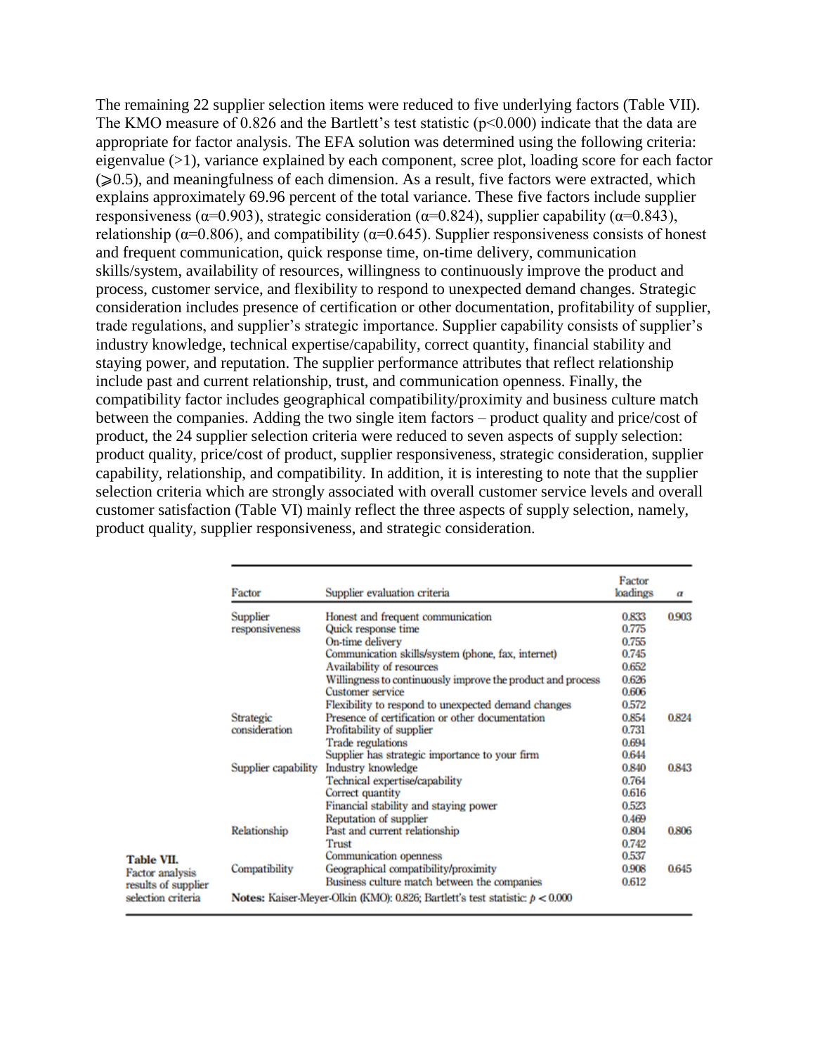The remaining 22 supplier selection items were reduced to five underlying factors (Table VII). The KMO measure of 0.826 and the Bartlett's test statistic ($p<0.000$) indicate that the data are appropriate for factor analysis. The EFA solution was determined using the following criteria: eigenvalue (>1), variance explained by each component, scree plot, loading score for each factor ($\geqslant$0.5), and meaningfulness of each dimension. As a result, five factors were extracted, which explains approximately 69.96 percent of the total variance. These five factors include supplier responsiveness ($\alpha$=0.903), strategic consideration ($\alpha$=0.824), supplier capability ($\alpha$=0.843), relationship ($\alpha$=0.806), and compatibility ($\alpha$=0.645). Supplier responsiveness consists of honest and frequent communication, quick response time, on-time delivery, communication skills/system, availability of resources, willingness to continuously improve the product and process, customer service, and flexibility to respond to unexpected demand changes. Strategic consideration includes presence of certification or other documentation, profitability of supplier, trade regulations, and supplier's strategic importance. Supplier capability consists of supplier's industry knowledge, technical expertise/capability, correct quantity, financial stability and staying power, and reputation. The supplier performance attributes that reflect relationship include past and current relationship, trust, and communication openness. Finally, the compatibility factor includes geographical compatibility/proximity and business culture match between the companies. Adding the two single item factors – product quality and price/cost of product, the 24 supplier selection criteria were reduced to seven aspects of supply selection: product quality, price/cost of product, supplier responsiveness, strategic consideration, supplier capability, relationship, and compatibility. In addition, it is interesting to note that the supplier selection criteria which are strongly associated with overall customer service levels and overall customer satisfaction (Table VI) mainly reflect the three aspects of supply selection, namely, product quality, supplier responsiveness, and strategic consideration.

**Table VII.** Factor analysis results of supplier selection criteria

| Factor | Supplier evaluation criteria | Factor loadings | $\alpha$ |
|---|---|---|---|
| Supplier responsiveness | Honest and frequent communication | 0.833 | 0.903 |
| | Quick response time | 0.775 | |
| | On-time delivery | 0.755 | |
| | Communication skills/system (phone, fax, internet) | 0.745 | |
| | Availability of resources | 0.652 | |
| | Willingness to continuously improve the product and process | 0.626 | |
| | Customer service | 0.606 | |
| | Flexibility to respond to unexpected demand changes | 0.572 | |
| Strategic consideration | Presence of certification or other documentation | 0.854 | 0.824 |
| | Profitability of supplier | 0.731 | |
| | Trade regulations | 0.694 | |
| | Supplier has strategic importance to your firm | 0.644 | |
| Supplier capability | Industry knowledge | 0.840 | 0.843 |
| | Technical expertise/capability | 0.764 | |
| | Correct quantity | 0.616 | |
| | Financial stability and staying power | 0.523 | |
| | Reputation of supplier | 0.469 | |
| Relationship | Past and current relationship | 0.804 | 0.806 |
| | Trust | 0.742 | |
| | Communication openness | 0.537 | |
| Compatibility | Geographical compatibility/proximity | 0.908 | 0.645 |
| | Business culture match between the companies | 0.612 | |

**Notes:** Kaiser-Meyer-Olkin (KMO): 0.826; Bartlett's test statistic: $p < 0.000$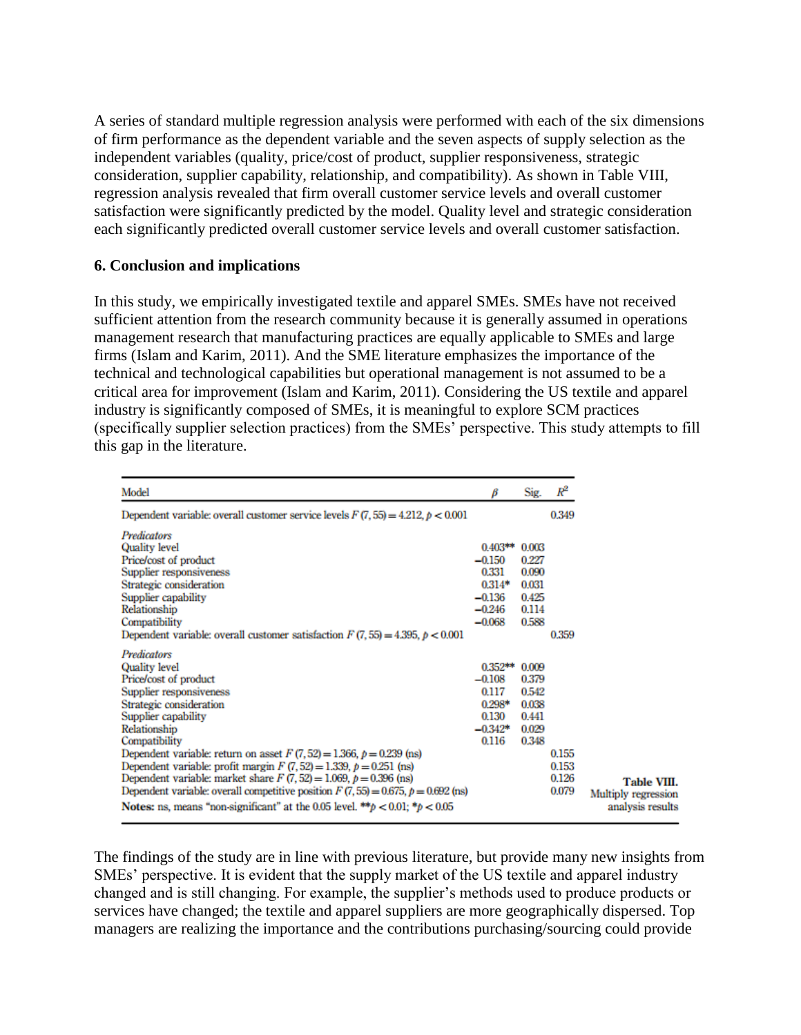A series of standard multiple regression analysis were performed with each of the six dimensions of firm performance as the dependent variable and the seven aspects of supply selection as the independent variables (quality, price/cost of product, supplier responsiveness, strategic consideration, supplier capability, relationship, and compatibility). As shown in Table VIII, regression analysis revealed that firm overall customer service levels and overall customer satisfaction were significantly predicted by the model. Quality level and strategic consideration each significantly predicted overall customer service levels and overall customer satisfaction.

## 6. Conclusion and implications

In this study, we empirically investigated textile and apparel SMEs. SMEs have not received sufficient attention from the research community because it is generally assumed in operations management research that manufacturing practices are equally applicable to SMEs and large firms (Islam and Karim, 2011). And the SME literature emphasizes the importance of the technical and technological capabilities but operational management is not assumed to be a critical area for improvement (Islam and Karim, 2011). Considering the US textile and apparel industry is significantly composed of SMEs, it is meaningful to explore SCM practices (specifically supplier selection practices) from the SMEs' perspective. This study attempts to fill this gap in the literature.

**Table VIII.** Multiply regression analysis results

| Model | $\beta$ | Sig. | $R^2$ |
|---|---|---|---|
| Dependent variable: overall customer service levels $F(7, 55) = 4.212$, $p < 0.001$ | | | 0.349 |
| *Predictors* | | | |
| Quality level | 0.403** | 0.003 | |
| Price/cost of product | −0.150 | 0.227 | |
| Supplier responsiveness | 0.331 | 0.090 | |
| Strategic consideration | 0.314* | 0.031 | |
| Supplier capability | −0.136 | 0.425 | |
| Relationship | −0.246 | 0.114 | |
| Compatibility | −0.068 | 0.588 | |
| Dependent variable: overall customer satisfaction $F(7, 55) = 4.395$, $p < 0.001$ | | | 0.359 |
| *Predictors* | | | |
| Quality level | 0.352** | 0.009 | |
| Price/cost of product | −0.108 | 0.379 | |
| Supplier responsiveness | 0.117 | 0.542 | |
| Strategic consideration | 0.298* | 0.038 | |
| Supplier capability | 0.130 | 0.441 | |
| Relationship | −0.342* | 0.029 | |
| Compatibility | 0.116 | 0.348 | |
| Dependent variable: return on asset $F(7, 52) = 1.366$, $p = 0.239$ (ns) | | | 0.155 |
| Dependent variable: profit margin $F(7, 52) = 1.339$, $p = 0.251$ (ns) | | | 0.153 |
| Dependent variable: market share $F(7, 52) = 1.069$, $p = 0.396$ (ns) | | | 0.126 |
| Dependent variable: overall competitive position $F(7, 55) = 0.675$, $p = 0.692$ (ns) | | | 0.079 |

**Notes:** ns, means "non-significant" at the 0.05 level. $^{**}p < 0.01$; $^{*}p < 0.05$

The findings of the study are in line with previous literature, but provide many new insights from SMEs' perspective. It is evident that the supply market of the US textile and apparel industry changed and is still changing. For example, the supplier's methods used to produce products or services have changed; the textile and apparel suppliers are more geographically dispersed. Top managers are realizing the importance and the contributions purchasing/sourcing could provide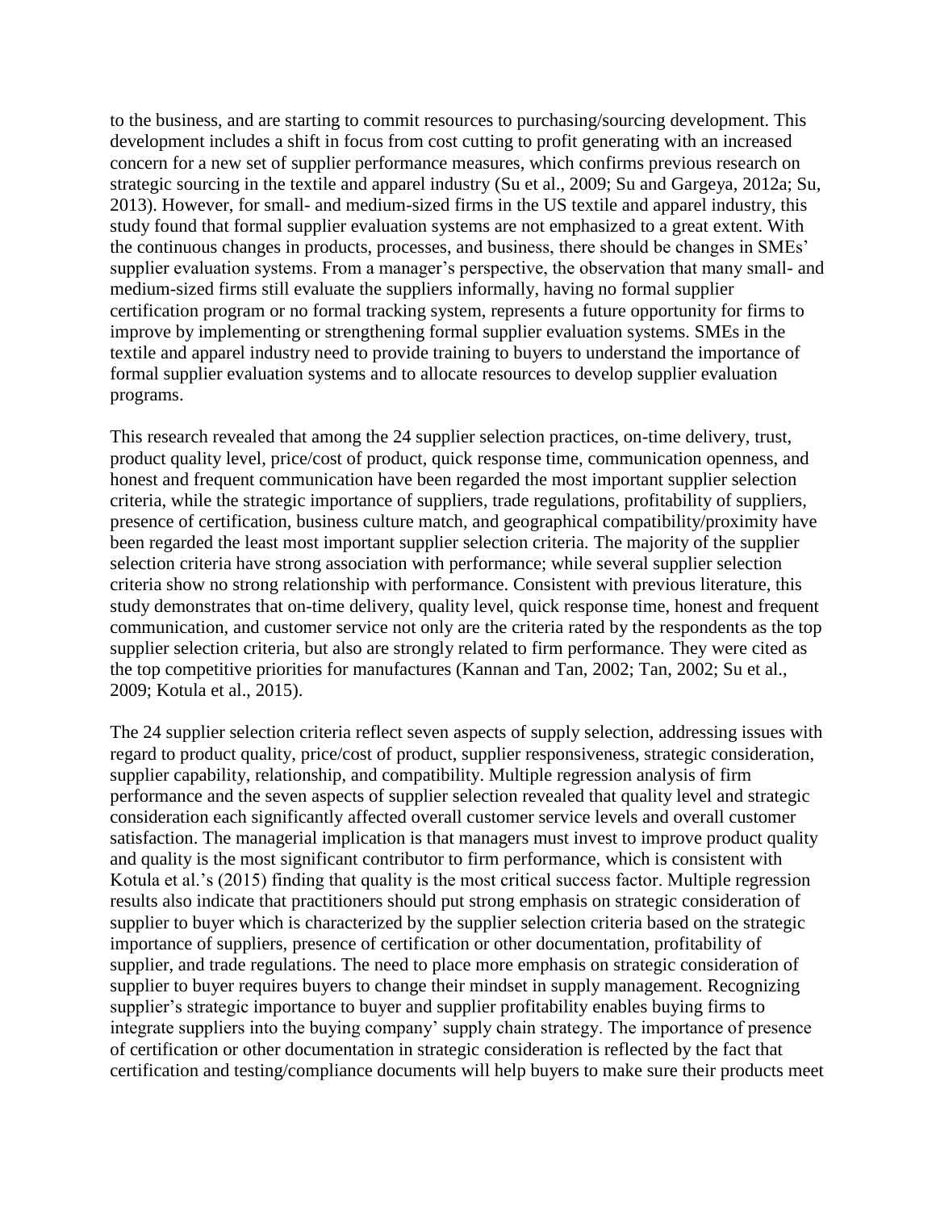to the business, and are starting to commit resources to purchasing/sourcing development. This development includes a shift in focus from cost cutting to profit generating with an increased concern for a new set of supplier performance measures, which confirms previous research on strategic sourcing in the textile and apparel industry (Su et al., 2009; Su and Gargeya, 2012a; Su, 2013). However, for small- and medium-sized firms in the US textile and apparel industry, this study found that formal supplier evaluation systems are not emphasized to a great extent. With the continuous changes in products, processes, and business, there should be changes in SMEs' supplier evaluation systems. From a manager's perspective, the observation that many small- and medium-sized firms still evaluate the suppliers informally, having no formal supplier certification program or no formal tracking system, represents a future opportunity for firms to improve by implementing or strengthening formal supplier evaluation systems. SMEs in the textile and apparel industry need to provide training to buyers to understand the importance of formal supplier evaluation systems and to allocate resources to develop supplier evaluation programs.

This research revealed that among the 24 supplier selection practices, on-time delivery, trust, product quality level, price/cost of product, quick response time, communication openness, and honest and frequent communication have been regarded the most important supplier selection criteria, while the strategic importance of suppliers, trade regulations, profitability of suppliers, presence of certification, business culture match, and geographical compatibility/proximity have been regarded the least most important supplier selection criteria. The majority of the supplier selection criteria have strong association with performance; while several supplier selection criteria show no strong relationship with performance. Consistent with previous literature, this study demonstrates that on-time delivery, quality level, quick response time, honest and frequent communication, and customer service not only are the criteria rated by the respondents as the top supplier selection criteria, but also are strongly related to firm performance. They were cited as the top competitive priorities for manufactures (Kannan and Tan, 2002; Tan, 2002; Su et al., 2009; Kotula et al., 2015).

The 24 supplier selection criteria reflect seven aspects of supply selection, addressing issues with regard to product quality, price/cost of product, supplier responsiveness, strategic consideration, supplier capability, relationship, and compatibility. Multiple regression analysis of firm performance and the seven aspects of supplier selection revealed that quality level and strategic consideration each significantly affected overall customer service levels and overall customer satisfaction. The managerial implication is that managers must invest to improve product quality and quality is the most significant contributor to firm performance, which is consistent with Kotula et al.'s (2015) finding that quality is the most critical success factor. Multiple regression results also indicate that practitioners should put strong emphasis on strategic consideration of supplier to buyer which is characterized by the supplier selection criteria based on the strategic importance of suppliers, presence of certification or other documentation, profitability of supplier, and trade regulations. The need to place more emphasis on strategic consideration of supplier to buyer requires buyers to change their mindset in supply management. Recognizing supplier's strategic importance to buyer and supplier profitability enables buying firms to integrate suppliers into the buying company' supply chain strategy. The importance of presence of certification or other documentation in strategic consideration is reflected by the fact that certification and testing/compliance documents will help buyers to make sure their products meet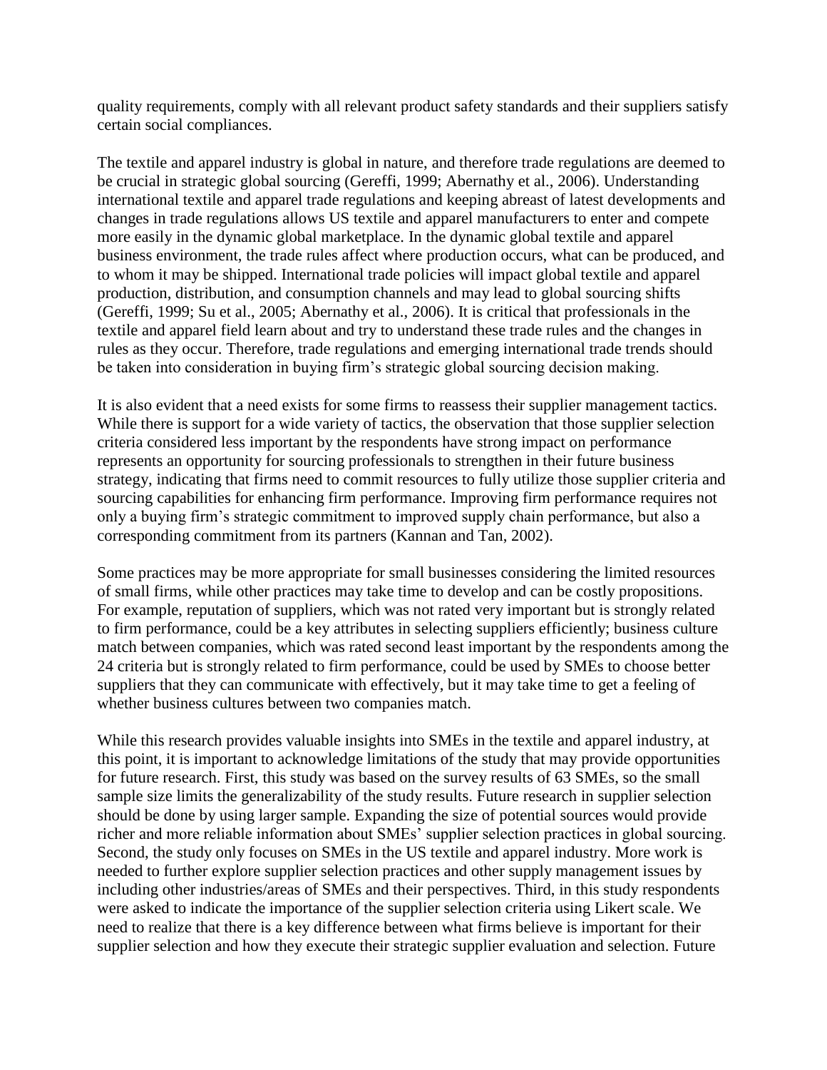quality requirements, comply with all relevant product safety standards and their suppliers satisfy certain social compliances.

The textile and apparel industry is global in nature, and therefore trade regulations are deemed to be crucial in strategic global sourcing (Gereffi, 1999; Abernathy et al., 2006). Understanding international textile and apparel trade regulations and keeping abreast of latest developments and changes in trade regulations allows US textile and apparel manufacturers to enter and compete more easily in the dynamic global marketplace. In the dynamic global textile and apparel business environment, the trade rules affect where production occurs, what can be produced, and to whom it may be shipped. International trade policies will impact global textile and apparel production, distribution, and consumption channels and may lead to global sourcing shifts (Gereffi, 1999; Su et al., 2005; Abernathy et al., 2006). It is critical that professionals in the textile and apparel field learn about and try to understand these trade rules and the changes in rules as they occur. Therefore, trade regulations and emerging international trade trends should be taken into consideration in buying firm's strategic global sourcing decision making.

It is also evident that a need exists for some firms to reassess their supplier management tactics. While there is support for a wide variety of tactics, the observation that those supplier selection criteria considered less important by the respondents have strong impact on performance represents an opportunity for sourcing professionals to strengthen in their future business strategy, indicating that firms need to commit resources to fully utilize those supplier criteria and sourcing capabilities for enhancing firm performance. Improving firm performance requires not only a buying firm's strategic commitment to improved supply chain performance, but also a corresponding commitment from its partners (Kannan and Tan, 2002).

Some practices may be more appropriate for small businesses considering the limited resources of small firms, while other practices may take time to develop and can be costly propositions. For example, reputation of suppliers, which was not rated very important but is strongly related to firm performance, could be a key attributes in selecting suppliers efficiently; business culture match between companies, which was rated second least important by the respondents among the 24 criteria but is strongly related to firm performance, could be used by SMEs to choose better suppliers that they can communicate with effectively, but it may take time to get a feeling of whether business cultures between two companies match.

While this research provides valuable insights into SMEs in the textile and apparel industry, at this point, it is important to acknowledge limitations of the study that may provide opportunities for future research. First, this study was based on the survey results of 63 SMEs, so the small sample size limits the generalizability of the study results. Future research in supplier selection should be done by using larger sample. Expanding the size of potential sources would provide richer and more reliable information about SMEs' supplier selection practices in global sourcing. Second, the study only focuses on SMEs in the US textile and apparel industry. More work is needed to further explore supplier selection practices and other supply management issues by including other industries/areas of SMEs and their perspectives. Third, in this study respondents were asked to indicate the importance of the supplier selection criteria using Likert scale. We need to realize that there is a key difference between what firms believe is important for their supplier selection and how they execute their strategic supplier evaluation and selection. Future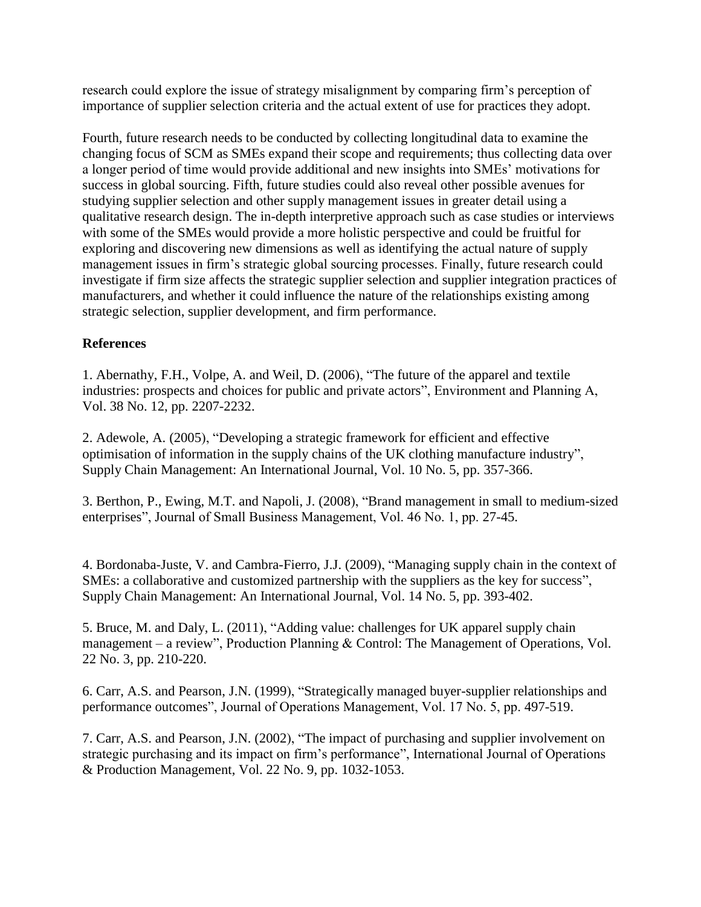research could explore the issue of strategy misalignment by comparing firm's perception of importance of supplier selection criteria and the actual extent of use for practices they adopt.

Fourth, future research needs to be conducted by collecting longitudinal data to examine the changing focus of SCM as SMEs expand their scope and requirements; thus collecting data over a longer period of time would provide additional and new insights into SMEs' motivations for success in global sourcing. Fifth, future studies could also reveal other possible avenues for studying supplier selection and other supply management issues in greater detail using a qualitative research design. The in-depth interpretive approach such as case studies or interviews with some of the SMEs would provide a more holistic perspective and could be fruitful for exploring and discovering new dimensions as well as identifying the actual nature of supply management issues in firm's strategic global sourcing processes. Finally, future research could investigate if firm size affects the strategic supplier selection and supplier integration practices of manufacturers, and whether it could influence the nature of the relationships existing among strategic selection, supplier development, and firm performance.

**References**

1. Abernathy, F.H., Volpe, A. and Weil, D. (2006), "The future of the apparel and textile industries: prospects and choices for public and private actors", Environment and Planning A, Vol. 38 No. 12, pp. 2207-2232.

2. Adewole, A. (2005), "Developing a strategic framework for efficient and effective optimisation of information in the supply chains of the UK clothing manufacture industry", Supply Chain Management: An International Journal, Vol. 10 No. 5, pp. 357-366.

3. Berthon, P., Ewing, M.T. and Napoli, J. (2008), "Brand management in small to medium-sized enterprises", Journal of Small Business Management, Vol. 46 No. 1, pp. 27-45.

4. Bordonaba-Juste, V. and Cambra-Fierro, J.J. (2009), "Managing supply chain in the context of SMEs: a collaborative and customized partnership with the suppliers as the key for success", Supply Chain Management: An International Journal, Vol. 14 No. 5, pp. 393-402.

5. Bruce, M. and Daly, L. (2011), "Adding value: challenges for UK apparel supply chain management – a review", Production Planning & Control: The Management of Operations, Vol. 22 No. 3, pp. 210-220.

6. Carr, A.S. and Pearson, J.N. (1999), "Strategically managed buyer-supplier relationships and performance outcomes", Journal of Operations Management, Vol. 17 No. 5, pp. 497-519.

7. Carr, A.S. and Pearson, J.N. (2002), "The impact of purchasing and supplier involvement on strategic purchasing and its impact on firm's performance", International Journal of Operations & Production Management, Vol. 22 No. 9, pp. 1032-1053.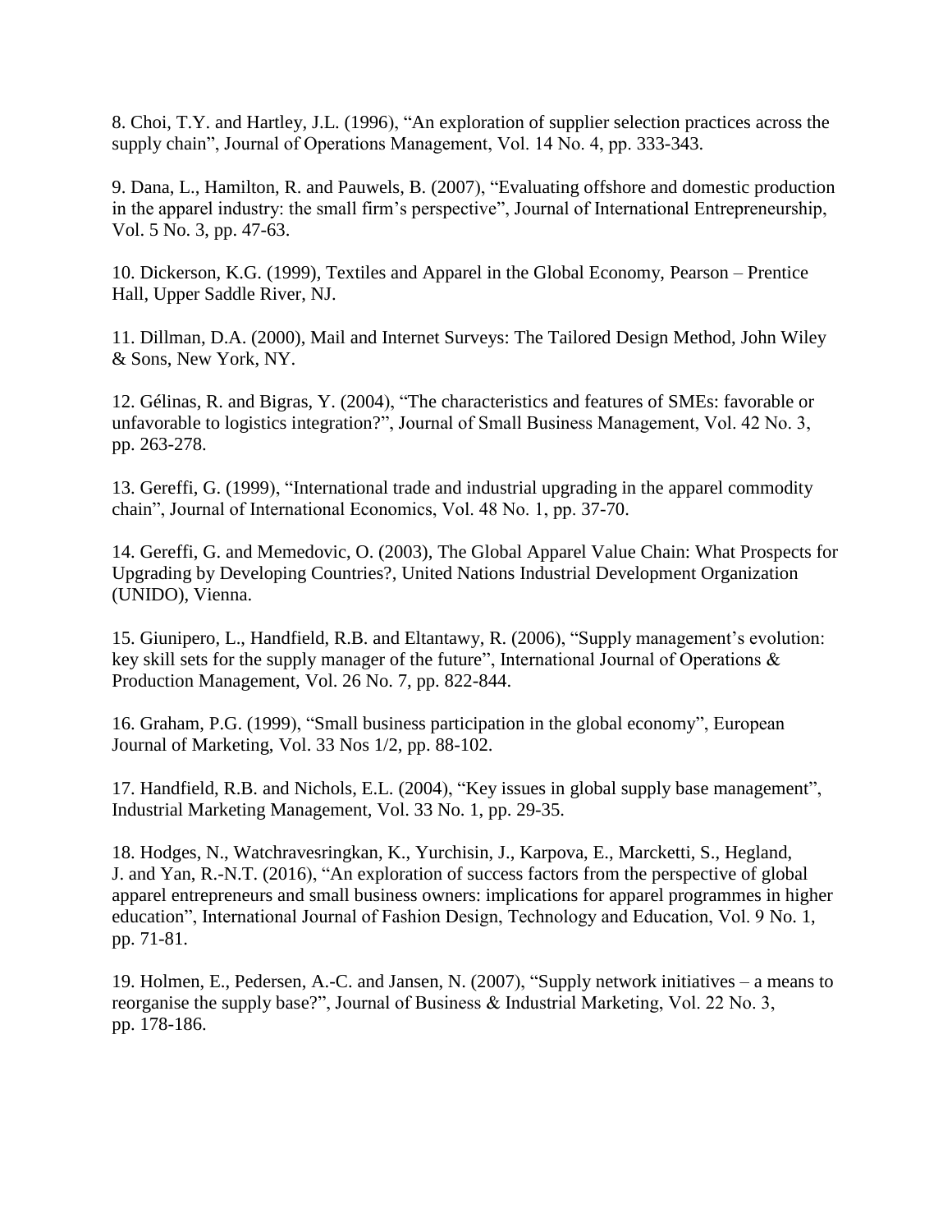8. Choi, T.Y. and Hartley, J.L. (1996), “An exploration of supplier selection practices across the supply chain”, Journal of Operations Management, Vol. 14 No. 4, pp. 333-343.

9. Dana, L., Hamilton, R. and Pauwels, B. (2007), “Evaluating offshore and domestic production in the apparel industry: the small firm’s perspective”, Journal of International Entrepreneurship, Vol. 5 No. 3, pp. 47-63.

10. Dickerson, K.G. (1999), Textiles and Apparel in the Global Economy, Pearson – Prentice Hall, Upper Saddle River, NJ.

11. Dillman, D.A. (2000), Mail and Internet Surveys: The Tailored Design Method, John Wiley & Sons, New York, NY.

12. Gélinas, R. and Bigras, Y. (2004), “The characteristics and features of SMEs: favorable or unfavorable to logistics integration?”, Journal of Small Business Management, Vol. 42 No. 3, pp. 263-278.

13. Gereffi, G. (1999), “International trade and industrial upgrading in the apparel commodity chain”, Journal of International Economics, Vol. 48 No. 1, pp. 37-70.

14. Gereffi, G. and Memedovic, O. (2003), The Global Apparel Value Chain: What Prospects for Upgrading by Developing Countries?, United Nations Industrial Development Organization (UNIDO), Vienna.

15. Giunipero, L., Handfield, R.B. and Eltantawy, R. (2006), “Supply management’s evolution: key skill sets for the supply manager of the future”, International Journal of Operations & Production Management, Vol. 26 No. 7, pp. 822-844.

16. Graham, P.G. (1999), “Small business participation in the global economy”, European Journal of Marketing, Vol. 33 Nos 1/2, pp. 88-102.

17. Handfield, R.B. and Nichols, E.L. (2004), “Key issues in global supply base management”, Industrial Marketing Management, Vol. 33 No. 1, pp. 29-35.

18. Hodges, N., Watchravesringkan, K., Yurchisin, J., Karpova, E., Marcketti, S., Hegland, J. and Yan, R.-N.T. (2016), “An exploration of success factors from the perspective of global apparel entrepreneurs and small business owners: implications for apparel programmes in higher education”, International Journal of Fashion Design, Technology and Education, Vol. 9 No. 1, pp. 71-81.

19. Holmen, E., Pedersen, A.-C. and Jansen, N. (2007), “Supply network initiatives – a means to reorganise the supply base?”, Journal of Business & Industrial Marketing, Vol. 22 No. 3, pp. 178-186.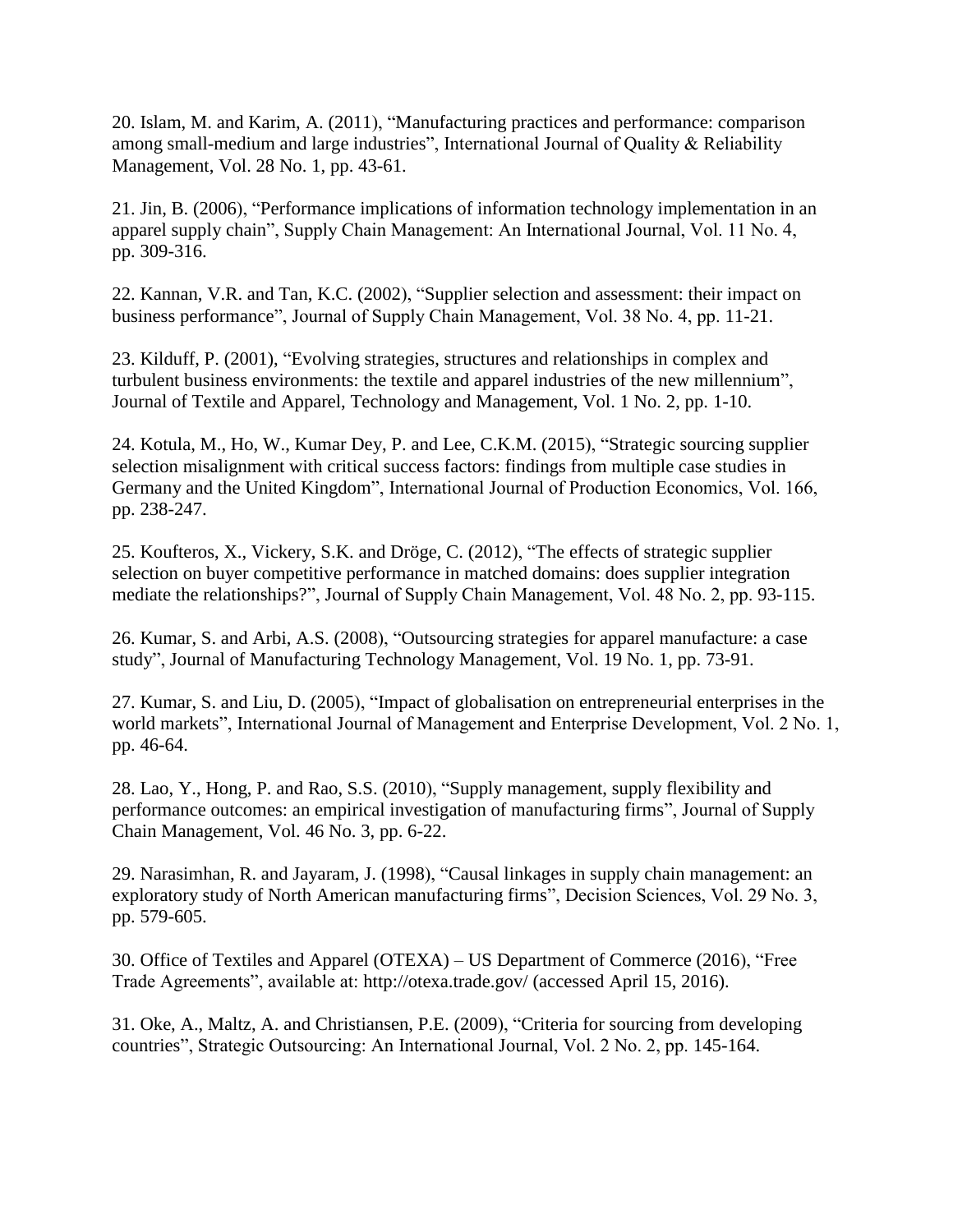20. Islam, M. and Karim, A. (2011), “Manufacturing practices and performance: comparison among small-medium and large industries”, International Journal of Quality & Reliability Management, Vol. 28 No. 1, pp. 43-61.

21. Jin, B. (2006), “Performance implications of information technology implementation in an apparel supply chain”, Supply Chain Management: An International Journal, Vol. 11 No. 4, pp. 309-316.

22. Kannan, V.R. and Tan, K.C. (2002), “Supplier selection and assessment: their impact on business performance”, Journal of Supply Chain Management, Vol. 38 No. 4, pp. 11-21.

23. Kilduff, P. (2001), “Evolving strategies, structures and relationships in complex and turbulent business environments: the textile and apparel industries of the new millennium”, Journal of Textile and Apparel, Technology and Management, Vol. 1 No. 2, pp. 1-10.

24. Kotula, M., Ho, W., Kumar Dey, P. and Lee, C.K.M. (2015), “Strategic sourcing supplier selection misalignment with critical success factors: findings from multiple case studies in Germany and the United Kingdom”, International Journal of Production Economics, Vol. 166, pp. 238-247.

25. Koufteros, X., Vickery, S.K. and Dröge, C. (2012), “The effects of strategic supplier selection on buyer competitive performance in matched domains: does supplier integration mediate the relationships?”, Journal of Supply Chain Management, Vol. 48 No. 2, pp. 93-115.

26. Kumar, S. and Arbi, A.S. (2008), “Outsourcing strategies for apparel manufacture: a case study”, Journal of Manufacturing Technology Management, Vol. 19 No. 1, pp. 73-91.

27. Kumar, S. and Liu, D. (2005), “Impact of globalisation on entrepreneurial enterprises in the world markets”, International Journal of Management and Enterprise Development, Vol. 2 No. 1, pp. 46-64.

28. Lao, Y., Hong, P. and Rao, S.S. (2010), “Supply management, supply flexibility and performance outcomes: an empirical investigation of manufacturing firms”, Journal of Supply Chain Management, Vol. 46 No. 3, pp. 6-22.

29. Narasimhan, R. and Jayaram, J. (1998), “Causal linkages in supply chain management: an exploratory study of North American manufacturing firms”, Decision Sciences, Vol. 29 No. 3, pp. 579-605.

30. Office of Textiles and Apparel (OTEXA) – US Department of Commerce (2016), “Free Trade Agreements”, available at: http://otexa.trade.gov/ (accessed April 15, 2016).

31. Oke, A., Maltz, A. and Christiansen, P.E. (2009), “Criteria for sourcing from developing countries”, Strategic Outsourcing: An International Journal, Vol. 2 No. 2, pp. 145-164.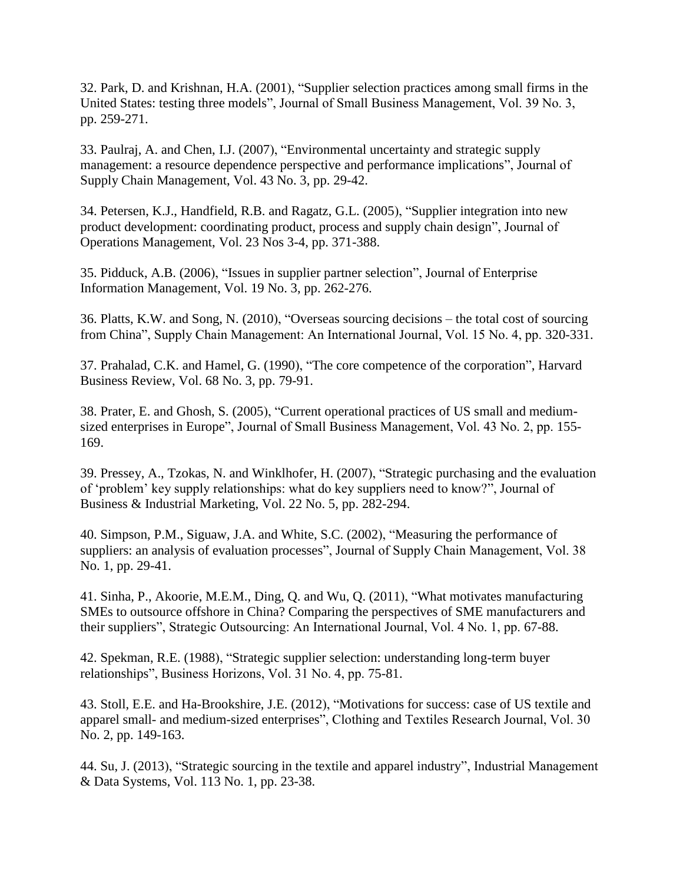32. Park, D. and Krishnan, H.A. (2001), "Supplier selection practices among small firms in the United States: testing three models", Journal of Small Business Management, Vol. 39 No. 3, pp. 259-271.

33. Paulraj, A. and Chen, I.J. (2007), "Environmental uncertainty and strategic supply management: a resource dependence perspective and performance implications", Journal of Supply Chain Management, Vol. 43 No. 3, pp. 29-42.

34. Petersen, K.J., Handfield, R.B. and Ragatz, G.L. (2005), "Supplier integration into new product development: coordinating product, process and supply chain design", Journal of Operations Management, Vol. 23 Nos 3-4, pp. 371-388.

35. Pidduck, A.B. (2006), "Issues in supplier partner selection", Journal of Enterprise Information Management, Vol. 19 No. 3, pp. 262-276.

36. Platts, K.W. and Song, N. (2010), "Overseas sourcing decisions – the total cost of sourcing from China", Supply Chain Management: An International Journal, Vol. 15 No. 4, pp. 320-331.

37. Prahalad, C.K. and Hamel, G. (1990), "The core competence of the corporation", Harvard Business Review, Vol. 68 No. 3, pp. 79-91.

38. Prater, E. and Ghosh, S. (2005), "Current operational practices of US small and medium-sized enterprises in Europe", Journal of Small Business Management, Vol. 43 No. 2, pp. 155-169.

39. Pressey, A., Tzokas, N. and Winklhofer, H. (2007), "Strategic purchasing and the evaluation of 'problem' key supply relationships: what do key suppliers need to know?", Journal of Business & Industrial Marketing, Vol. 22 No. 5, pp. 282-294.

40. Simpson, P.M., Siguaw, J.A. and White, S.C. (2002), "Measuring the performance of suppliers: an analysis of evaluation processes", Journal of Supply Chain Management, Vol. 38 No. 1, pp. 29-41.

41. Sinha, P., Akoorie, M.E.M., Ding, Q. and Wu, Q. (2011), "What motivates manufacturing SMEs to outsource offshore in China? Comparing the perspectives of SME manufacturers and their suppliers", Strategic Outsourcing: An International Journal, Vol. 4 No. 1, pp. 67-88.

42. Spekman, R.E. (1988), "Strategic supplier selection: understanding long-term buyer relationships", Business Horizons, Vol. 31 No. 4, pp. 75-81.

43. Stoll, E.E. and Ha-Brookshire, J.E. (2012), "Motivations for success: case of US textile and apparel small- and medium-sized enterprises", Clothing and Textiles Research Journal, Vol. 30 No. 2, pp. 149-163.

44. Su, J. (2013), "Strategic sourcing in the textile and apparel industry", Industrial Management & Data Systems, Vol. 113 No. 1, pp. 23-38.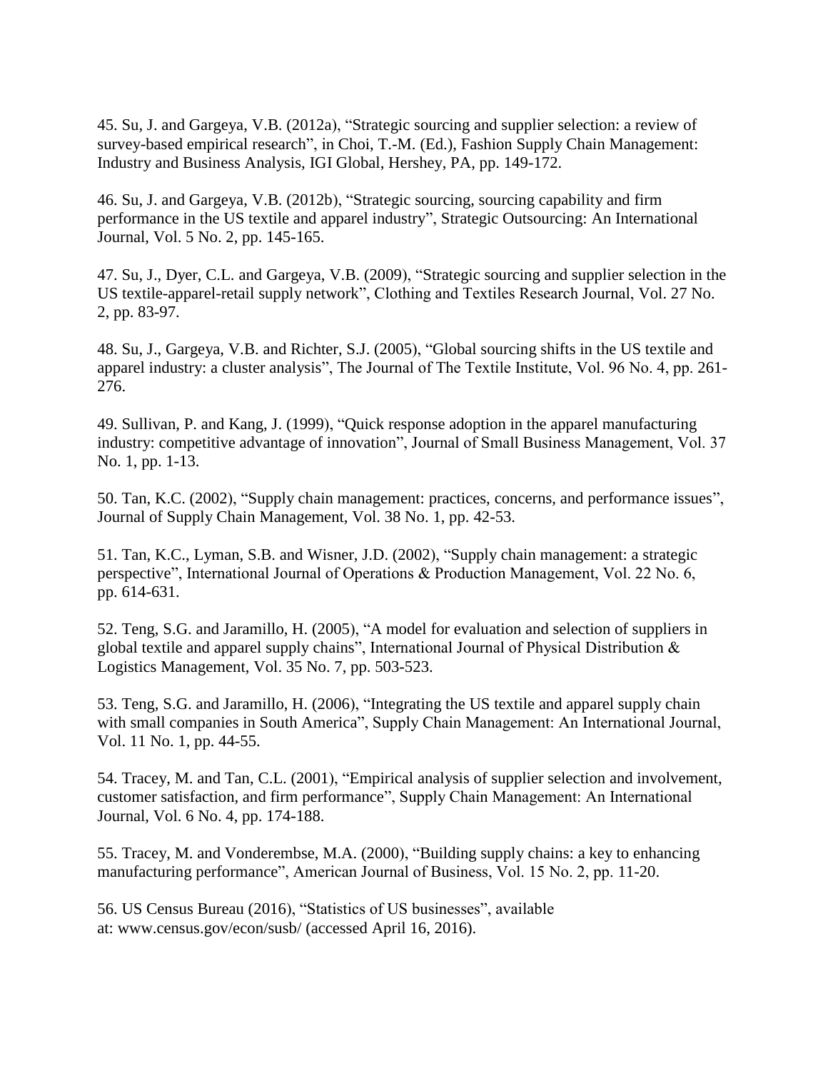45. Su, J. and Gargeya, V.B. (2012a), "Strategic sourcing and supplier selection: a review of survey-based empirical research", in Choi, T.-M. (Ed.), Fashion Supply Chain Management: Industry and Business Analysis, IGI Global, Hershey, PA, pp. 149-172.

46. Su, J. and Gargeya, V.B. (2012b), "Strategic sourcing, sourcing capability and firm performance in the US textile and apparel industry", Strategic Outsourcing: An International Journal, Vol. 5 No. 2, pp. 145-165.

47. Su, J., Dyer, C.L. and Gargeya, V.B. (2009), "Strategic sourcing and supplier selection in the US textile-apparel-retail supply network", Clothing and Textiles Research Journal, Vol. 27 No. 2, pp. 83-97.

48. Su, J., Gargeya, V.B. and Richter, S.J. (2005), "Global sourcing shifts in the US textile and apparel industry: a cluster analysis", The Journal of The Textile Institute, Vol. 96 No. 4, pp. 261-276.

49. Sullivan, P. and Kang, J. (1999), "Quick response adoption in the apparel manufacturing industry: competitive advantage of innovation", Journal of Small Business Management, Vol. 37 No. 1, pp. 1-13.

50. Tan, K.C. (2002), "Supply chain management: practices, concerns, and performance issues", Journal of Supply Chain Management, Vol. 38 No. 1, pp. 42-53.

51. Tan, K.C., Lyman, S.B. and Wisner, J.D. (2002), "Supply chain management: a strategic perspective", International Journal of Operations & Production Management, Vol. 22 No. 6, pp. 614-631.

52. Teng, S.G. and Jaramillo, H. (2005), "A model for evaluation and selection of suppliers in global textile and apparel supply chains", International Journal of Physical Distribution & Logistics Management, Vol. 35 No. 7, pp. 503-523.

53. Teng, S.G. and Jaramillo, H. (2006), "Integrating the US textile and apparel supply chain with small companies in South America", Supply Chain Management: An International Journal, Vol. 11 No. 1, pp. 44-55.

54. Tracey, M. and Tan, C.L. (2001), "Empirical analysis of supplier selection and involvement, customer satisfaction, and firm performance", Supply Chain Management: An International Journal, Vol. 6 No. 4, pp. 174-188.

55. Tracey, M. and Vonderembse, M.A. (2000), "Building supply chains: a key to enhancing manufacturing performance", American Journal of Business, Vol. 15 No. 2, pp. 11-20.

56. US Census Bureau (2016), "Statistics of US businesses", available at: www.census.gov/econ/susb/ (accessed April 16, 2016).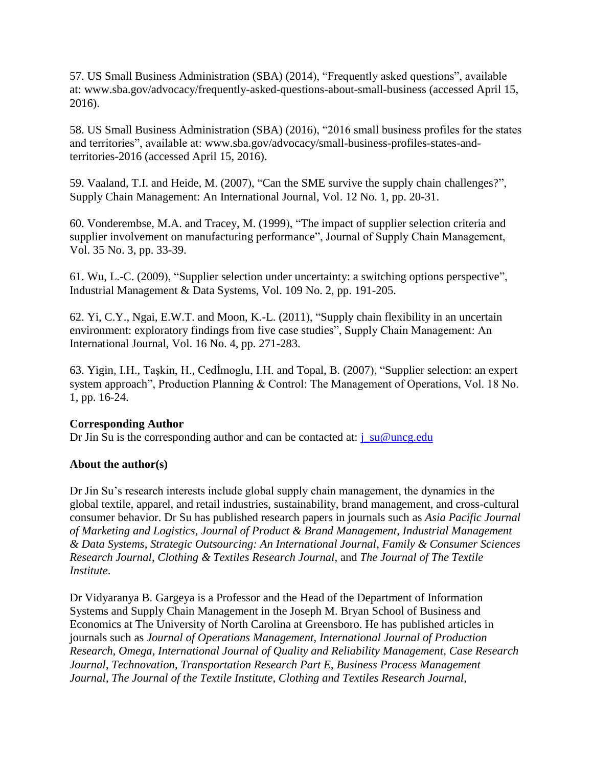57. US Small Business Administration (SBA) (2014), "Frequently asked questions", available at: www.sba.gov/advocacy/frequently-asked-questions-about-small-business (accessed April 15, 2016).

58. US Small Business Administration (SBA) (2016), "2016 small business profiles for the states and territories", available at: www.sba.gov/advocacy/small-business-profiles-states-and-territories-2016 (accessed April 15, 2016).

59. Vaaland, T.I. and Heide, M. (2007), "Can the SME survive the supply chain challenges?", Supply Chain Management: An International Journal, Vol. 12 No. 1, pp. 20-31.

60. Vonderembse, M.A. and Tracey, M. (1999), "The impact of supplier selection criteria and supplier involvement on manufacturing performance", Journal of Supply Chain Management, Vol. 35 No. 3, pp. 33-39.

61. Wu, L.-C. (2009), "Supplier selection under uncertainty: a switching options perspective", Industrial Management & Data Systems, Vol. 109 No. 2, pp. 191-205.

62. Yi, C.Y., Ngai, E.W.T. and Moon, K.-L. (2011), "Supply chain flexibility in an uncertain environment: exploratory findings from five case studies", Supply Chain Management: An International Journal, Vol. 16 No. 4, pp. 271-283.

63. Yigin, I.H., Taşkin, H., Cedİmoglu, I.H. and Topal, B. (2007), "Supplier selection: an expert system approach", Production Planning & Control: The Management of Operations, Vol. 18 No. 1, pp. 16-24.

**Corresponding Author**

Dr Jin Su is the corresponding author and can be contacted at: j_su@uncg.edu

**About the author(s)**

Dr Jin Su's research interests include global supply chain management, the dynamics in the global textile, apparel, and retail industries, sustainability, brand management, and cross-cultural consumer behavior. Dr Su has published research papers in journals such as *Asia Pacific Journal of Marketing and Logistics*, *Journal of Product & Brand Management*, *Industrial Management & Data Systems*, *Strategic Outsourcing: An International Journal*, *Family & Consumer Sciences Research Journal*, *Clothing & Textiles Research Journal*, and *The Journal of The Textile Institute*.

Dr Vidyaranya B. Gargeya is a Professor and the Head of the Department of Information Systems and Supply Chain Management in the Joseph M. Bryan School of Business and Economics at The University of North Carolina at Greensboro. He has published articles in journals such as *Journal of Operations Management*, *International Journal of Production Research*, *Omega*, *International Journal of Quality and Reliability Management*, *Case Research Journal*, *Technovation*, *Transportation Research Part E*, *Business Process Management Journal*, *The Journal of the Textile Institute*, *Clothing and Textiles Research Journal*,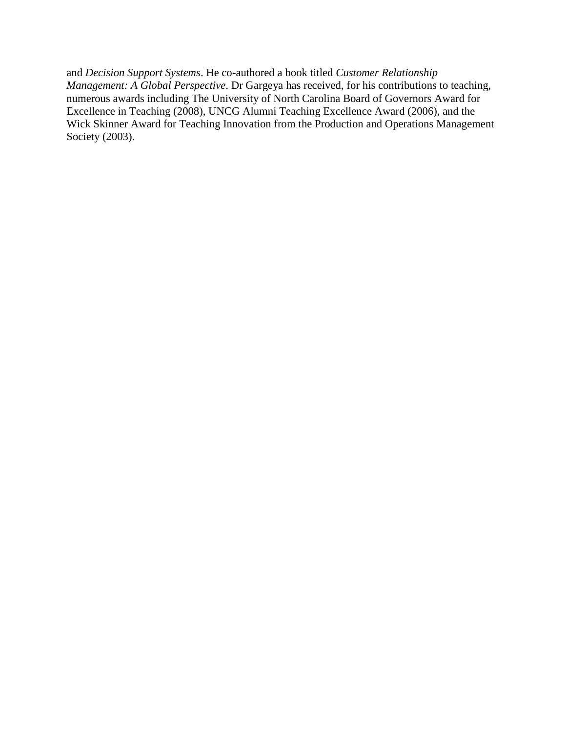and *Decision Support Systems*. He co-authored a book titled *Customer Relationship Management: A Global Perspective*. Dr Gargeya has received, for his contributions to teaching, numerous awards including The University of North Carolina Board of Governors Award for Excellence in Teaching (2008), UNCG Alumni Teaching Excellence Award (2006), and the Wick Skinner Award for Teaching Innovation from the Production and Operations Management Society (2003).